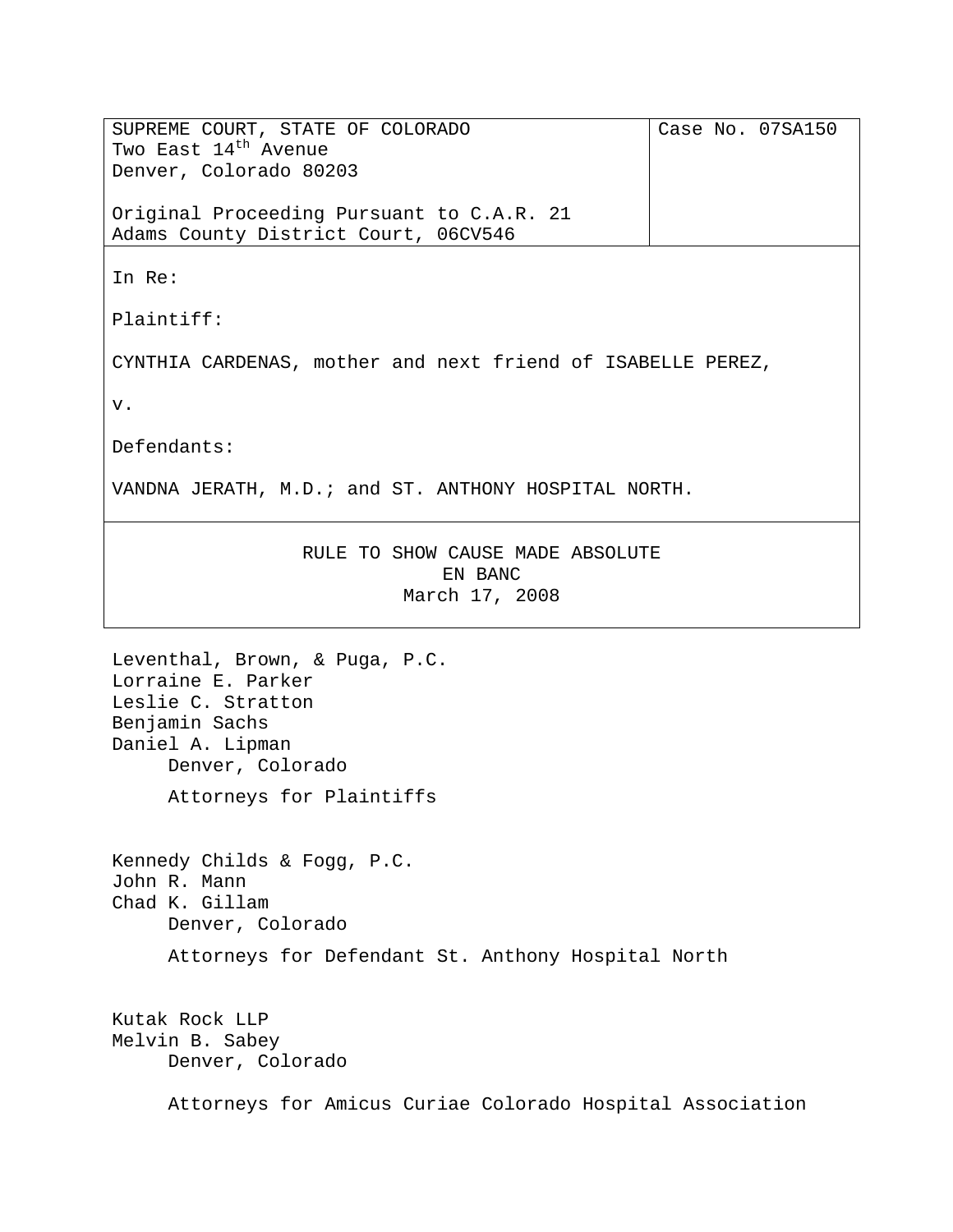| SUPREME COURT, STATE OF COLORADO<br>Two East 14th Avenue<br>Denver, Colorado 80203<br><br>Original Proceeding Pursuant to C.A.R. 21<br>Adams County District Court, 06CV546 | Case No. 07SA150 |
|---|---|

In Re:

Plaintiff:

CYNTHIA CARDENAS, mother and next friend of ISABELLE PEREZ,

v.

Defendants:

VANDNA JERATH, M.D.; and ST. ANTHONY HOSPITAL NORTH.

RULE TO SHOW CAUSE MADE ABSOLUTE
EN BANC
March 17, 2008

Leventhal, Brown, & Puga, P.C.
Lorraine E. Parker
Leslie C. Stratton
Benjamin Sachs
Daniel A. Lipman
Denver, Colorado

Attorneys for Plaintiffs

Kennedy Childs & Fogg, P.C.
John R. Mann
Chad K. Gillam
Denver, Colorado

Attorneys for Defendant St. Anthony Hospital North

Kutak Rock LLP
Melvin B. Sabey
Denver, Colorado

Attorneys for Amicus Curiae Colorado Hospital Association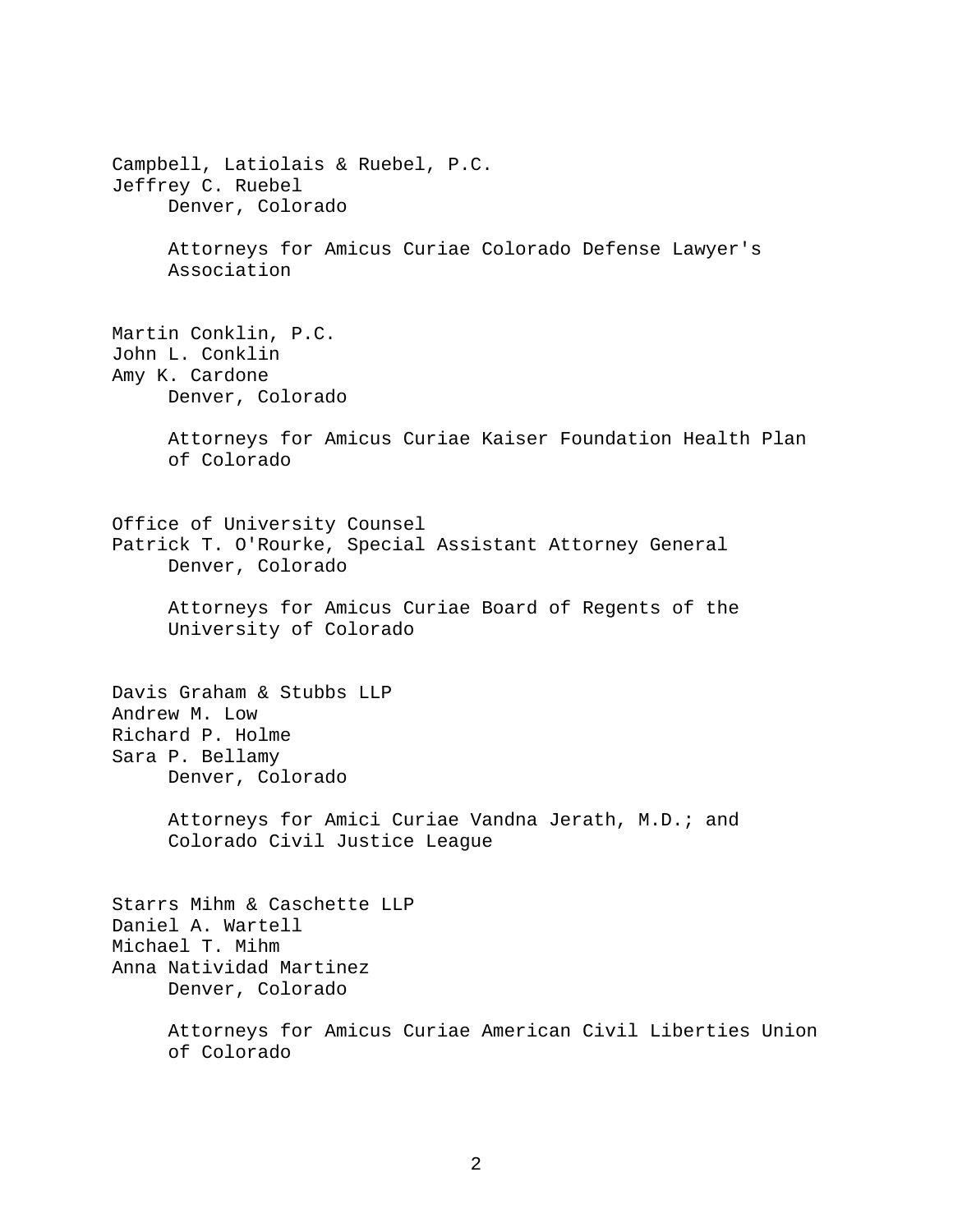Campbell, Latiolais & Ruebel, P.C.
Jeffrey C. Ruebel
Denver, Colorado

Attorneys for Amicus Curiae Colorado Defense Lawyer's Association

Martin Conklin, P.C.
John L. Conklin
Amy K. Cardone
Denver, Colorado

Attorneys for Amicus Curiae Kaiser Foundation Health Plan of Colorado

Office of University Counsel
Patrick T. O'Rourke, Special Assistant Attorney General
Denver, Colorado

Attorneys for Amicus Curiae Board of Regents of the University of Colorado

Davis Graham & Stubbs LLP
Andrew M. Low
Richard P. Holme
Sara P. Bellamy
Denver, Colorado

Attorneys for Amici Curiae Vandna Jerath, M.D.; and Colorado Civil Justice League

Starrs Mihm & Caschette LLP
Daniel A. Wartell
Michael T. Mihm
Anna Natividad Martinez
Denver, Colorado

Attorneys for Amicus Curiae American Civil Liberties Union of Colorado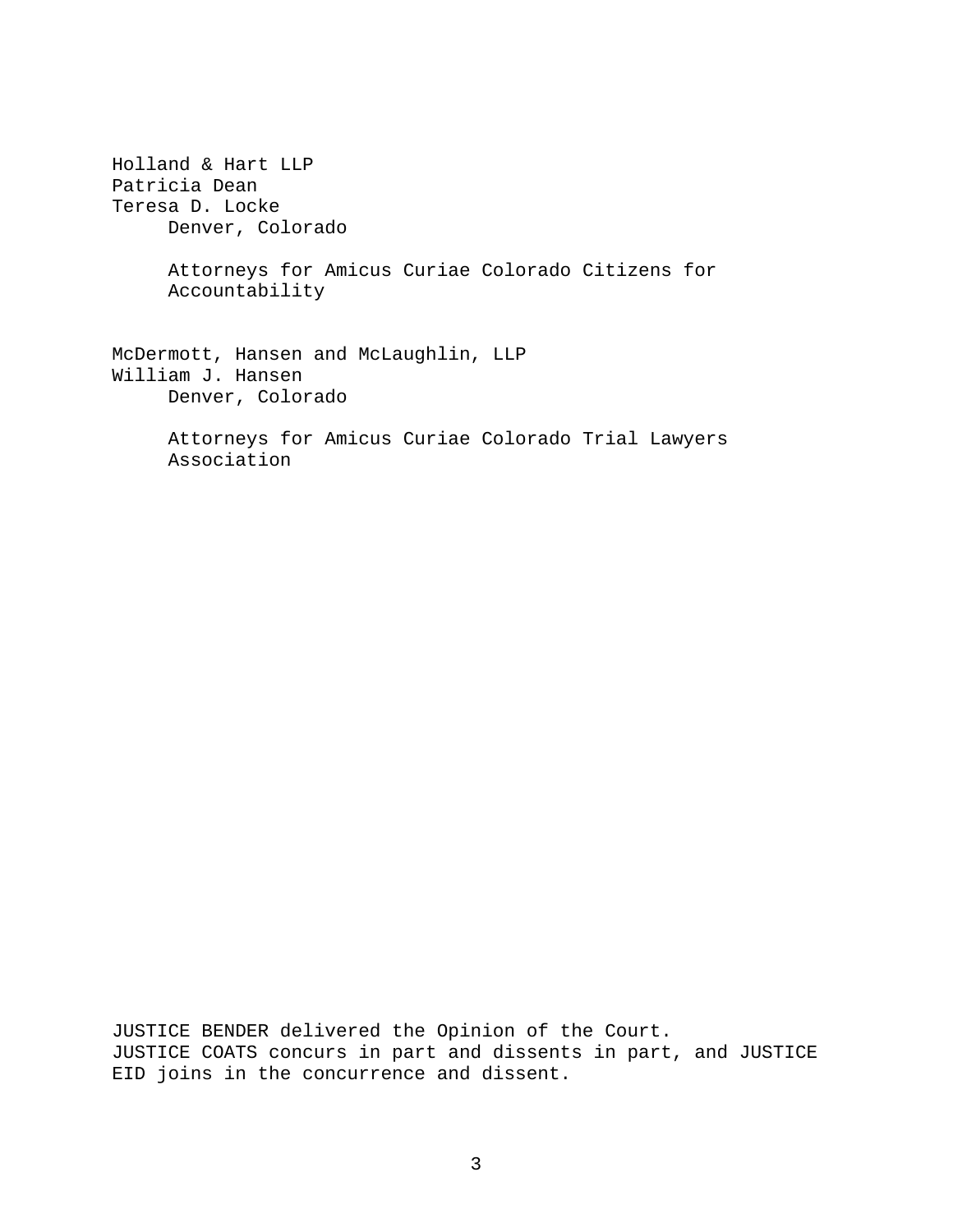Holland & Hart LLP
Patricia Dean
Teresa D. Locke
Denver, Colorado

Attorneys for Amicus Curiae Colorado Citizens for Accountability

McDermott, Hansen and McLaughlin, LLP
William J. Hansen
Denver, Colorado

Attorneys for Amicus Curiae Colorado Trial Lawyers Association

JUSTICE BENDER delivered the Opinion of the Court.
JUSTICE COATS concurs in part and dissents in part, and JUSTICE EID joins in the concurrence and dissent.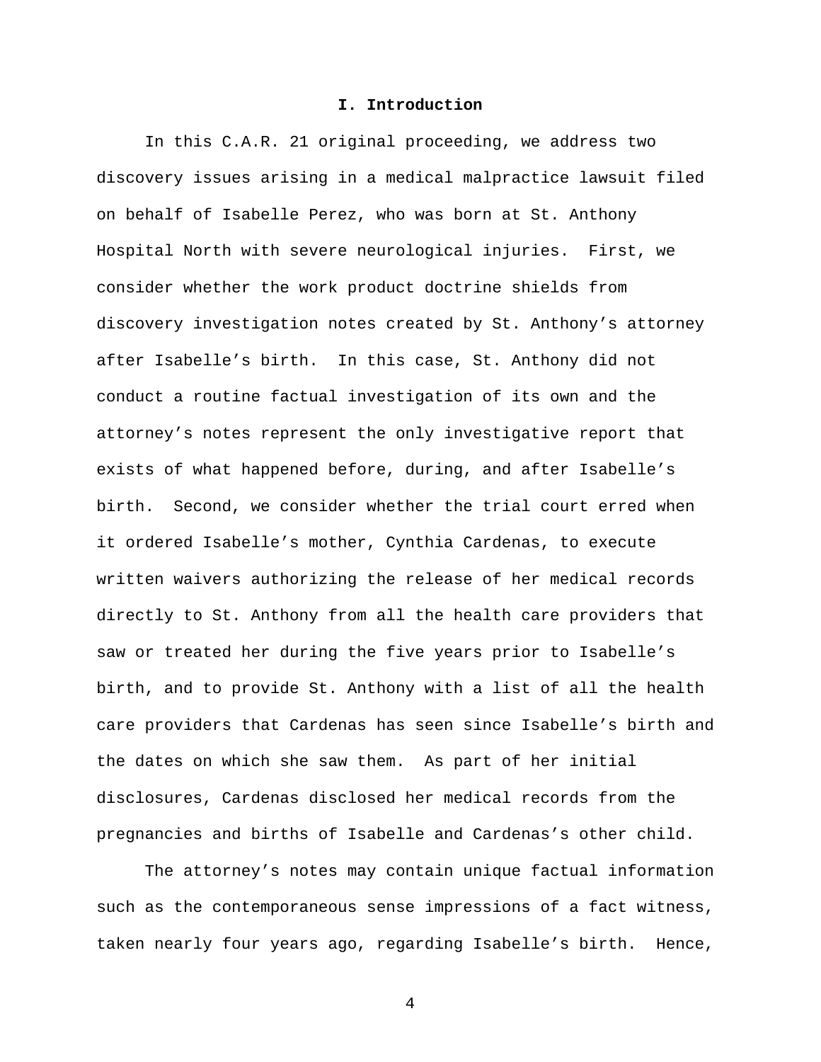## I. Introduction

In this C.A.R. 21 original proceeding, we address two discovery issues arising in a medical malpractice lawsuit filed on behalf of Isabelle Perez, who was born at St. Anthony Hospital North with severe neurological injuries. First, we consider whether the work product doctrine shields from discovery investigation notes created by St. Anthony's attorney after Isabelle's birth. In this case, St. Anthony did not conduct a routine factual investigation of its own and the attorney's notes represent the only investigative report that exists of what happened before, during, and after Isabelle's birth. Second, we consider whether the trial court erred when it ordered Isabelle's mother, Cynthia Cardenas, to execute written waivers authorizing the release of her medical records directly to St. Anthony from all the health care providers that saw or treated her during the five years prior to Isabelle's birth, and to provide St. Anthony with a list of all the health care providers that Cardenas has seen since Isabelle's birth and the dates on which she saw them. As part of her initial disclosures, Cardenas disclosed her medical records from the pregnancies and births of Isabelle and Cardenas's other child.

The attorney's notes may contain unique factual information such as the contemporaneous sense impressions of a fact witness, taken nearly four years ago, regarding Isabelle's birth. Hence,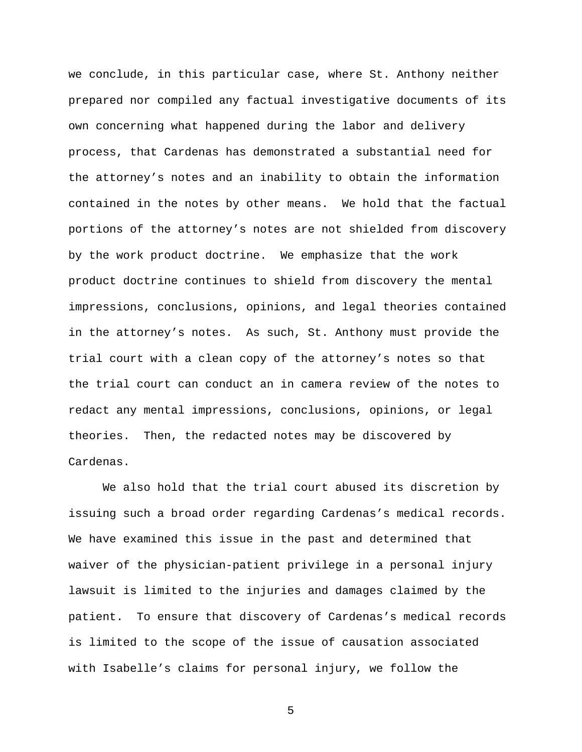we conclude, in this particular case, where St. Anthony neither prepared nor compiled any factual investigative documents of its own concerning what happened during the labor and delivery process, that Cardenas has demonstrated a substantial need for the attorney's notes and an inability to obtain the information contained in the notes by other means. We hold that the factual portions of the attorney's notes are not shielded from discovery by the work product doctrine. We emphasize that the work product doctrine continues to shield from discovery the mental impressions, conclusions, opinions, and legal theories contained in the attorney's notes. As such, St. Anthony must provide the trial court with a clean copy of the attorney's notes so that the trial court can conduct an in camera review of the notes to redact any mental impressions, conclusions, opinions, or legal theories. Then, the redacted notes may be discovered by Cardenas.

We also hold that the trial court abused its discretion by issuing such a broad order regarding Cardenas's medical records. We have examined this issue in the past and determined that waiver of the physician-patient privilege in a personal injury lawsuit is limited to the injuries and damages claimed by the patient. To ensure that discovery of Cardenas's medical records is limited to the scope of the issue of causation associated with Isabelle's claims for personal injury, we follow the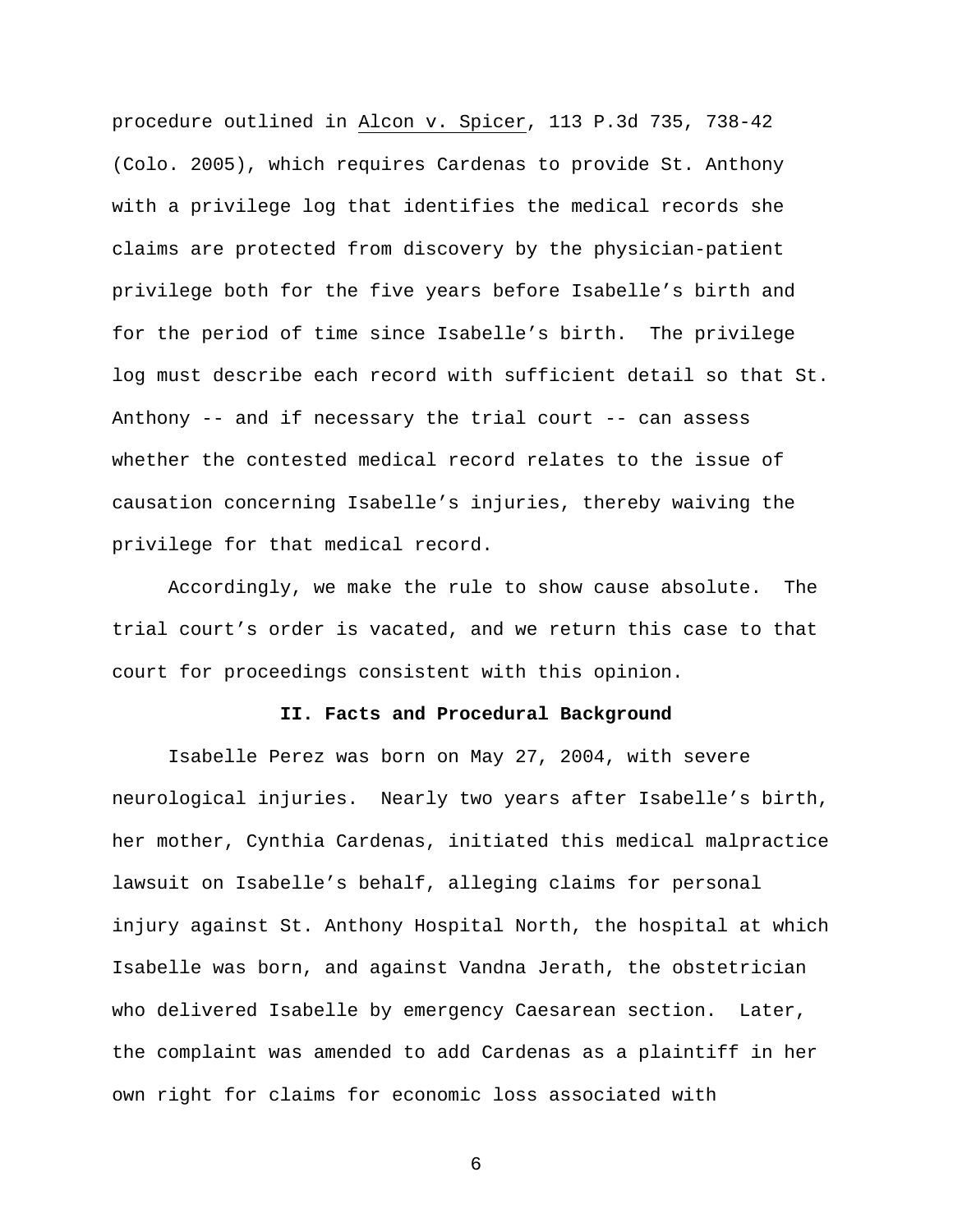procedure outlined in Alcon v. Spicer, 113 P.3d 735, 738-42 (Colo. 2005), which requires Cardenas to provide St. Anthony with a privilege log that identifies the medical records she claims are protected from discovery by the physician-patient privilege both for the five years before Isabelle's birth and for the period of time since Isabelle's birth. The privilege log must describe each record with sufficient detail so that St. Anthony -- and if necessary the trial court -- can assess whether the contested medical record relates to the issue of causation concerning Isabelle's injuries, thereby waiving the privilege for that medical record.

Accordingly, we make the rule to show cause absolute. The trial court's order is vacated, and we return this case to that court for proceedings consistent with this opinion.

## II. Facts and Procedural Background

Isabelle Perez was born on May 27, 2004, with severe neurological injuries. Nearly two years after Isabelle's birth, her mother, Cynthia Cardenas, initiated this medical malpractice lawsuit on Isabelle's behalf, alleging claims for personal injury against St. Anthony Hospital North, the hospital at which Isabelle was born, and against Vandna Jerath, the obstetrician who delivered Isabelle by emergency Caesarean section. Later, the complaint was amended to add Cardenas as a plaintiff in her own right for claims for economic loss associated with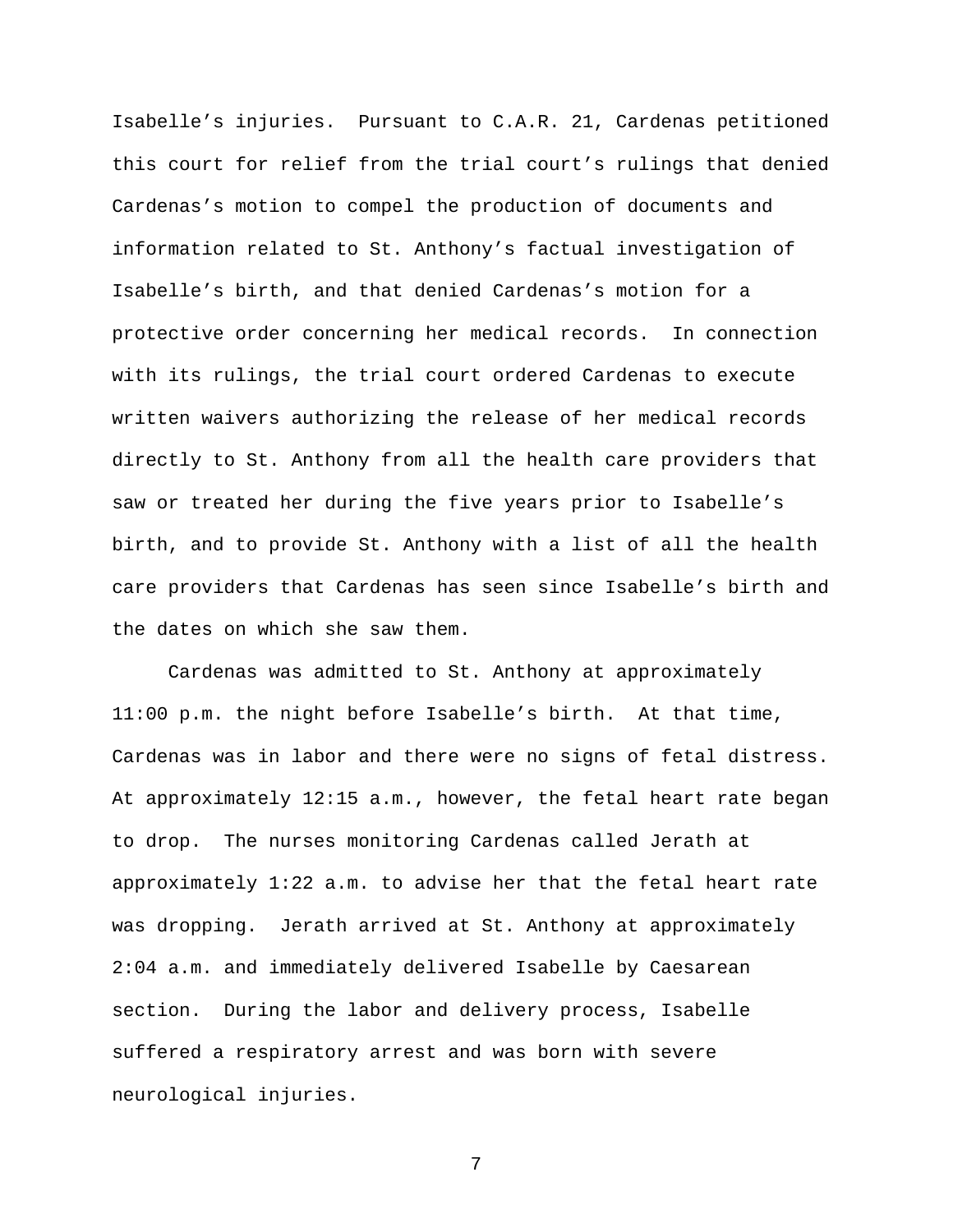Isabelle's injuries. Pursuant to C.A.R. 21, Cardenas petitioned this court for relief from the trial court's rulings that denied Cardenas's motion to compel the production of documents and information related to St. Anthony's factual investigation of Isabelle's birth, and that denied Cardenas's motion for a protective order concerning her medical records. In connection with its rulings, the trial court ordered Cardenas to execute written waivers authorizing the release of her medical records directly to St. Anthony from all the health care providers that saw or treated her during the five years prior to Isabelle's birth, and to provide St. Anthony with a list of all the health care providers that Cardenas has seen since Isabelle's birth and the dates on which she saw them.

Cardenas was admitted to St. Anthony at approximately 11:00 p.m. the night before Isabelle's birth. At that time, Cardenas was in labor and there were no signs of fetal distress. At approximately 12:15 a.m., however, the fetal heart rate began to drop. The nurses monitoring Cardenas called Jerath at approximately 1:22 a.m. to advise her that the fetal heart rate was dropping. Jerath arrived at St. Anthony at approximately 2:04 a.m. and immediately delivered Isabelle by Caesarean section. During the labor and delivery process, Isabelle suffered a respiratory arrest and was born with severe neurological injuries.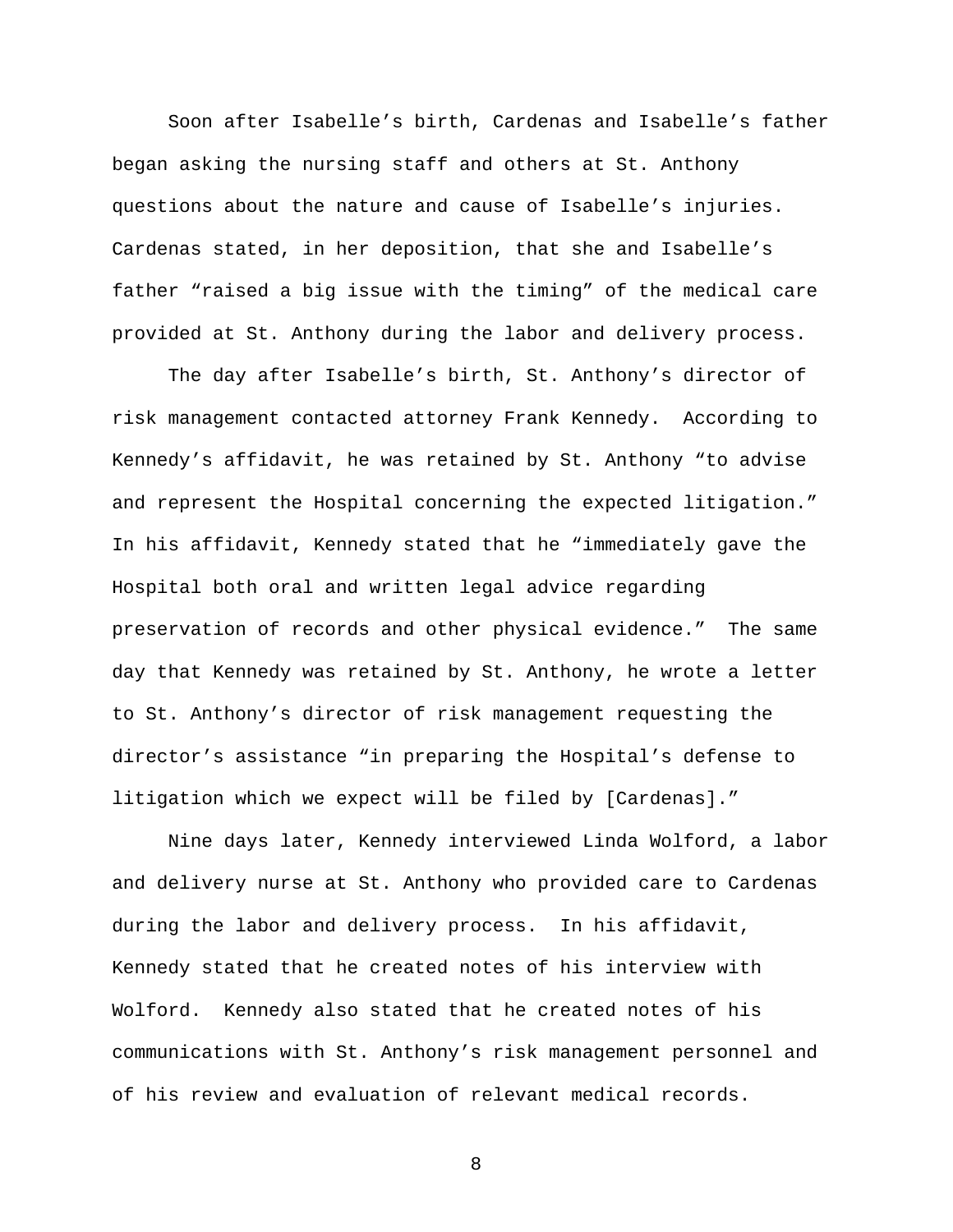Soon after Isabelle's birth, Cardenas and Isabelle's father began asking the nursing staff and others at St. Anthony questions about the nature and cause of Isabelle's injuries. Cardenas stated, in her deposition, that she and Isabelle's father "raised a big issue with the timing" of the medical care provided at St. Anthony during the labor and delivery process.

The day after Isabelle's birth, St. Anthony's director of risk management contacted attorney Frank Kennedy. According to Kennedy's affidavit, he was retained by St. Anthony "to advise and represent the Hospital concerning the expected litigation." In his affidavit, Kennedy stated that he "immediately gave the Hospital both oral and written legal advice regarding preservation of records and other physical evidence." The same day that Kennedy was retained by St. Anthony, he wrote a letter to St. Anthony's director of risk management requesting the director's assistance "in preparing the Hospital's defense to litigation which we expect will be filed by [Cardenas]."

Nine days later, Kennedy interviewed Linda Wolford, a labor and delivery nurse at St. Anthony who provided care to Cardenas during the labor and delivery process. In his affidavit, Kennedy stated that he created notes of his interview with Wolford. Kennedy also stated that he created notes of his communications with St. Anthony's risk management personnel and of his review and evaluation of relevant medical records.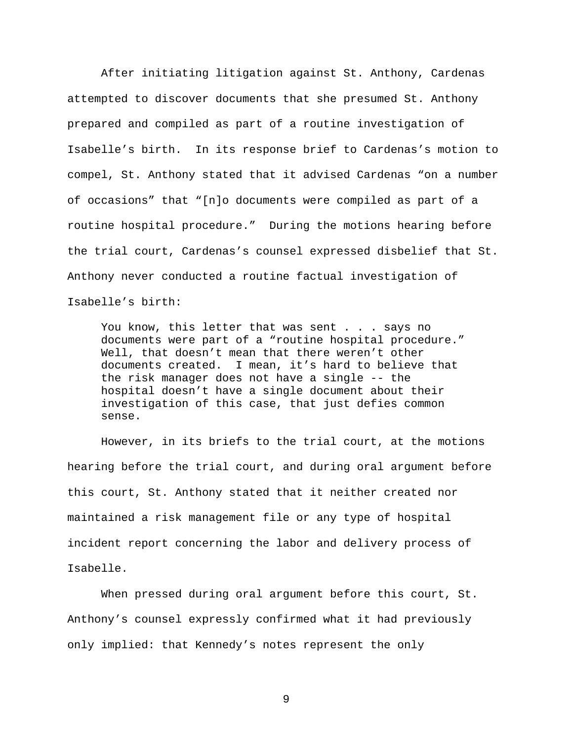After initiating litigation against St. Anthony, Cardenas attempted to discover documents that she presumed St. Anthony prepared and compiled as part of a routine investigation of Isabelle's birth. In its response brief to Cardenas's motion to compel, St. Anthony stated that it advised Cardenas "on a number of occasions" that "[n]o documents were compiled as part of a routine hospital procedure." During the motions hearing before the trial court, Cardenas's counsel expressed disbelief that St. Anthony never conducted a routine factual investigation of Isabelle's birth:

> You know, this letter that was sent . . . says no documents were part of a "routine hospital procedure." Well, that doesn't mean that there weren't other documents created. I mean, it's hard to believe that the risk manager does not have a single -- the hospital doesn't have a single document about their investigation of this case, that just defies common sense.

However, in its briefs to the trial court, at the motions hearing before the trial court, and during oral argument before this court, St. Anthony stated that it neither created nor maintained a risk management file or any type of hospital incident report concerning the labor and delivery process of Isabelle.

When pressed during oral argument before this court, St. Anthony's counsel expressly confirmed what it had previously only implied: that Kennedy's notes represent the only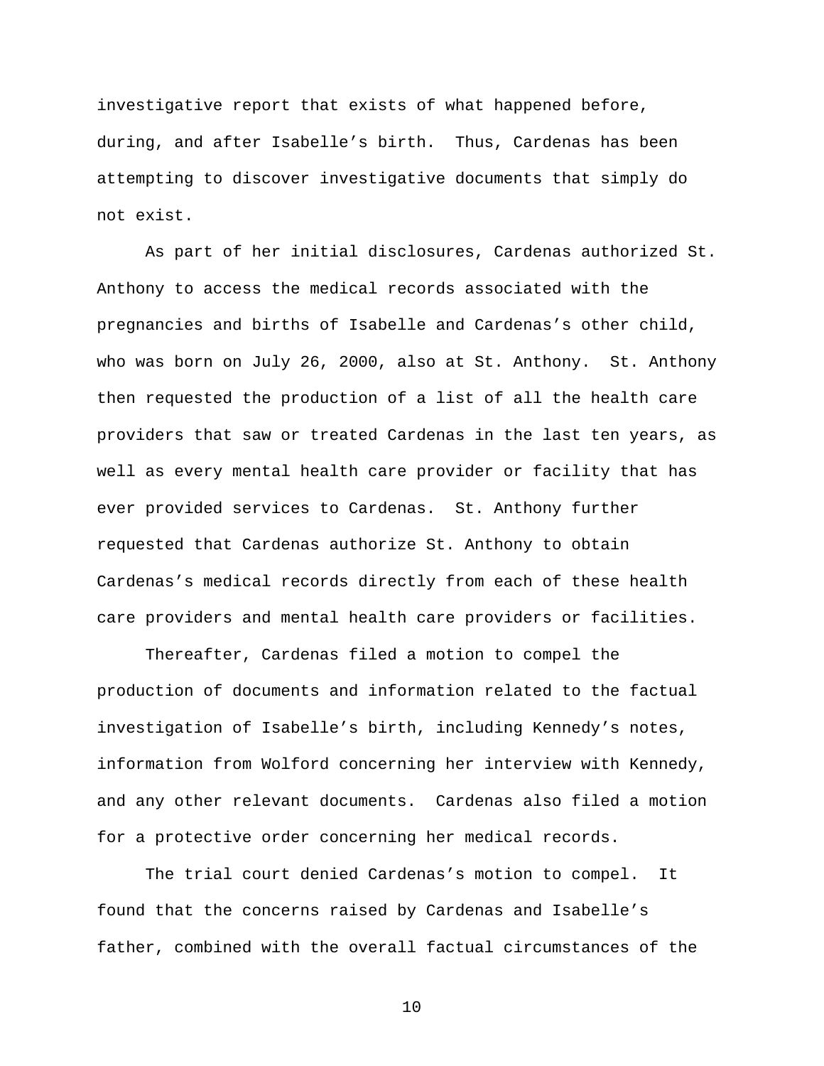investigative report that exists of what happened before, during, and after Isabelle's birth. Thus, Cardenas has been attempting to discover investigative documents that simply do not exist.

As part of her initial disclosures, Cardenas authorized St. Anthony to access the medical records associated with the pregnancies and births of Isabelle and Cardenas's other child, who was born on July 26, 2000, also at St. Anthony. St. Anthony then requested the production of a list of all the health care providers that saw or treated Cardenas in the last ten years, as well as every mental health care provider or facility that has ever provided services to Cardenas. St. Anthony further requested that Cardenas authorize St. Anthony to obtain Cardenas's medical records directly from each of these health care providers and mental health care providers or facilities.

Thereafter, Cardenas filed a motion to compel the production of documents and information related to the factual investigation of Isabelle's birth, including Kennedy's notes, information from Wolford concerning her interview with Kennedy, and any other relevant documents. Cardenas also filed a motion for a protective order concerning her medical records.

The trial court denied Cardenas's motion to compel. It found that the concerns raised by Cardenas and Isabelle's father, combined with the overall factual circumstances of the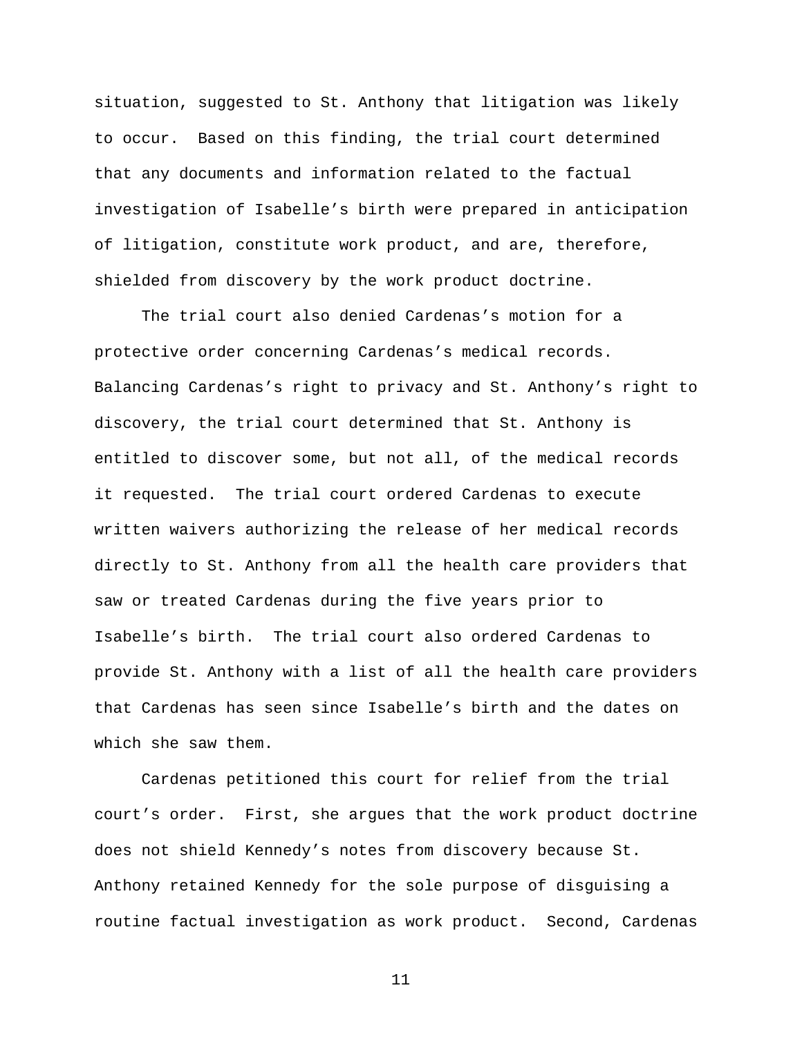situation, suggested to St. Anthony that litigation was likely to occur. Based on this finding, the trial court determined that any documents and information related to the factual investigation of Isabelle's birth were prepared in anticipation of litigation, constitute work product, and are, therefore, shielded from discovery by the work product doctrine.

The trial court also denied Cardenas's motion for a protective order concerning Cardenas's medical records. Balancing Cardenas's right to privacy and St. Anthony's right to discovery, the trial court determined that St. Anthony is entitled to discover some, but not all, of the medical records it requested. The trial court ordered Cardenas to execute written waivers authorizing the release of her medical records directly to St. Anthony from all the health care providers that saw or treated Cardenas during the five years prior to Isabelle's birth. The trial court also ordered Cardenas to provide St. Anthony with a list of all the health care providers that Cardenas has seen since Isabelle's birth and the dates on which she saw them.

Cardenas petitioned this court for relief from the trial court's order. First, she argues that the work product doctrine does not shield Kennedy's notes from discovery because St. Anthony retained Kennedy for the sole purpose of disguising a routine factual investigation as work product. Second, Cardenas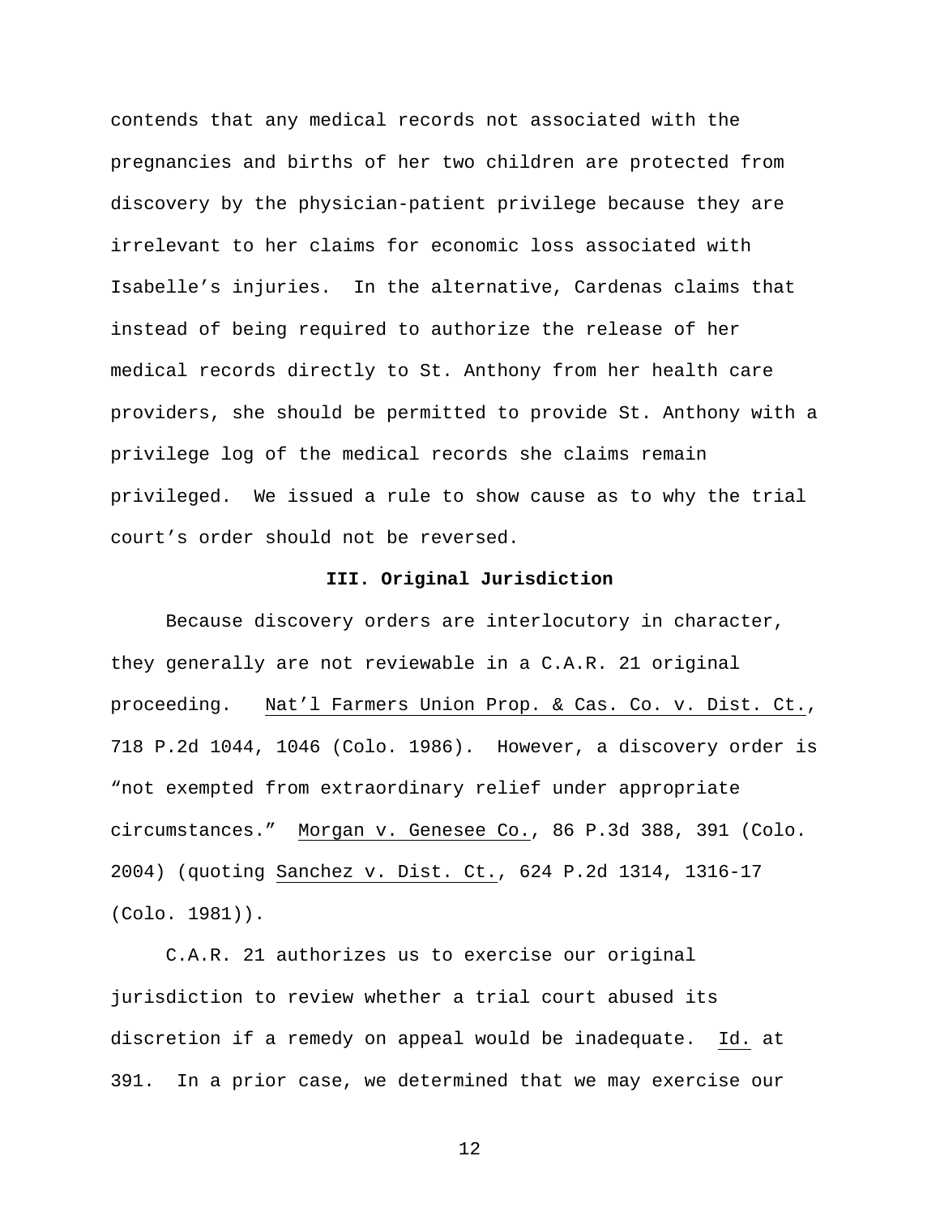contends that any medical records not associated with the pregnancies and births of her two children are protected from discovery by the physician-patient privilege because they are irrelevant to her claims for economic loss associated with Isabelle's injuries. In the alternative, Cardenas claims that instead of being required to authorize the release of her medical records directly to St. Anthony from her health care providers, she should be permitted to provide St. Anthony with a privilege log of the medical records she claims remain privileged. We issued a rule to show cause as to why the trial court's order should not be reversed.

### III. Original Jurisdiction

Because discovery orders are interlocutory in character, they generally are not reviewable in a C.A.R. 21 original proceeding. Nat'l Farmers Union Prop. & Cas. Co. v. Dist. Ct., 718 P.2d 1044, 1046 (Colo. 1986). However, a discovery order is "not exempted from extraordinary relief under appropriate circumstances." Morgan v. Genesee Co., 86 P.3d 388, 391 (Colo. 2004) (quoting Sanchez v. Dist. Ct., 624 P.2d 1314, 1316-17 (Colo. 1981)).

C.A.R. 21 authorizes us to exercise our original jurisdiction to review whether a trial court abused its discretion if a remedy on appeal would be inadequate. Id. at 391. In a prior case, we determined that we may exercise our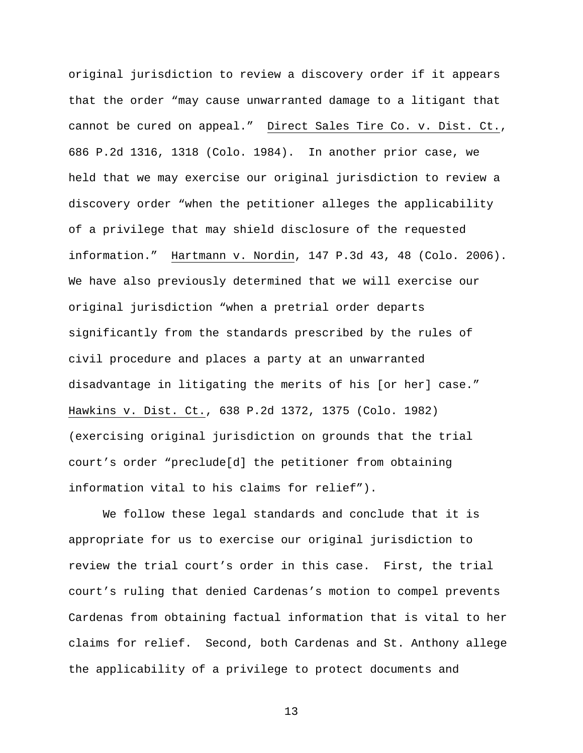original jurisdiction to review a discovery order if it appears that the order "may cause unwarranted damage to a litigant that cannot be cured on appeal." Direct Sales Tire Co. v. Dist. Ct., 686 P.2d 1316, 1318 (Colo. 1984). In another prior case, we held that we may exercise our original jurisdiction to review a discovery order "when the petitioner alleges the applicability of a privilege that may shield disclosure of the requested information." Hartmann v. Nordin, 147 P.3d 43, 48 (Colo. 2006). We have also previously determined that we will exercise our original jurisdiction "when a pretrial order departs significantly from the standards prescribed by the rules of civil procedure and places a party at an unwarranted disadvantage in litigating the merits of his [or her] case." Hawkins v. Dist. Ct., 638 P.2d 1372, 1375 (Colo. 1982) (exercising original jurisdiction on grounds that the trial court's order "preclude[d] the petitioner from obtaining information vital to his claims for relief").

We follow these legal standards and conclude that it is appropriate for us to exercise our original jurisdiction to review the trial court's order in this case. First, the trial court's ruling that denied Cardenas's motion to compel prevents Cardenas from obtaining factual information that is vital to her claims for relief. Second, both Cardenas and St. Anthony allege the applicability of a privilege to protect documents and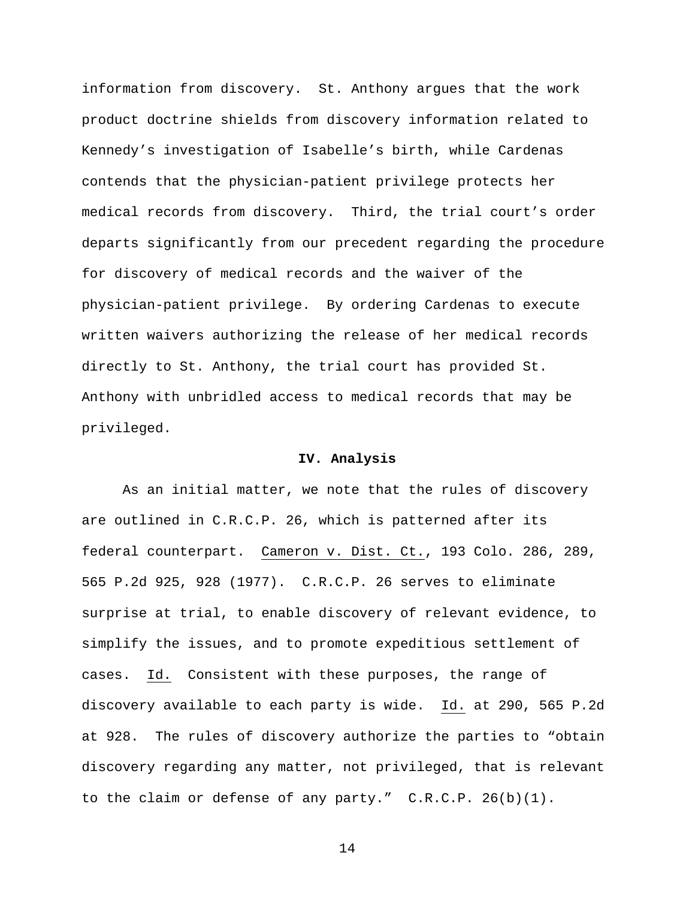information from discovery. St. Anthony argues that the work product doctrine shields from discovery information related to Kennedy's investigation of Isabelle's birth, while Cardenas contends that the physician-patient privilege protects her medical records from discovery. Third, the trial court's order departs significantly from our precedent regarding the procedure for discovery of medical records and the waiver of the physician-patient privilege. By ordering Cardenas to execute written waivers authorizing the release of her medical records directly to St. Anthony, the trial court has provided St. Anthony with unbridled access to medical records that may be privileged.

## IV. Analysis

As an initial matter, we note that the rules of discovery are outlined in C.R.C.P. 26, which is patterned after its federal counterpart. Cameron v. Dist. Ct., 193 Colo. 286, 289, 565 P.2d 925, 928 (1977). C.R.C.P. 26 serves to eliminate surprise at trial, to enable discovery of relevant evidence, to simplify the issues, and to promote expeditious settlement of cases. Id. Consistent with these purposes, the range of discovery available to each party is wide. Id. at 290, 565 P.2d at 928. The rules of discovery authorize the parties to "obtain discovery regarding any matter, not privileged, that is relevant to the claim or defense of any party." C.R.C.P. 26(b)(1).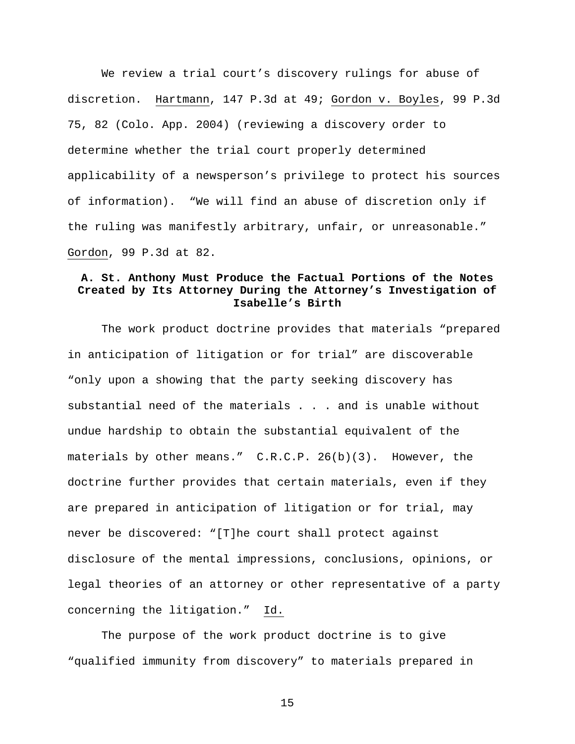We review a trial court's discovery rulings for abuse of discretion. Hartmann, 147 P.3d at 49; Gordon v. Boyles, 99 P.3d 75, 82 (Colo. App. 2004) (reviewing a discovery order to determine whether the trial court properly determined applicability of a newsperson's privilege to protect his sources of information). "We will find an abuse of discretion only if the ruling was manifestly arbitrary, unfair, or unreasonable." Gordon, 99 P.3d at 82.

### A. St. Anthony Must Produce the Factual Portions of the Notes Created by Its Attorney During the Attorney's Investigation of Isabelle's Birth

The work product doctrine provides that materials "prepared in anticipation of litigation or for trial" are discoverable "only upon a showing that the party seeking discovery has substantial need of the materials . . . and is unable without undue hardship to obtain the substantial equivalent of the materials by other means." C.R.C.P. 26(b)(3). However, the doctrine further provides that certain materials, even if they are prepared in anticipation of litigation or for trial, may never be discovered: "[T]he court shall protect against disclosure of the mental impressions, conclusions, opinions, or legal theories of an attorney or other representative of a party concerning the litigation." Id.

The purpose of the work product doctrine is to give "qualified immunity from discovery" to materials prepared in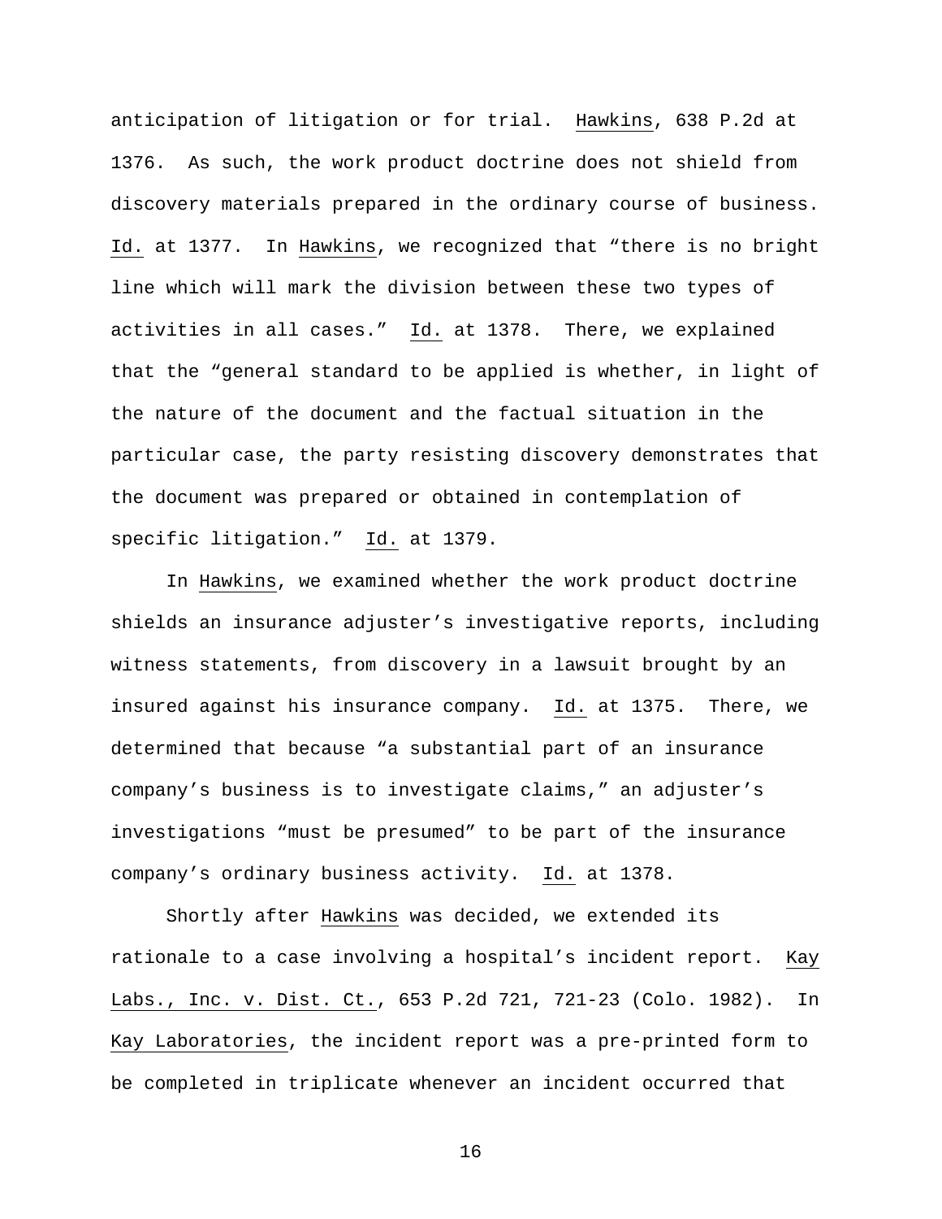anticipation of litigation or for trial. Hawkins, 638 P.2d at 1376. As such, the work product doctrine does not shield from discovery materials prepared in the ordinary course of business. Id. at 1377. In Hawkins, we recognized that "there is no bright line which will mark the division between these two types of activities in all cases." Id. at 1378. There, we explained that the "general standard to be applied is whether, in light of the nature of the document and the factual situation in the particular case, the party resisting discovery demonstrates that the document was prepared or obtained in contemplation of specific litigation." Id. at 1379.

In Hawkins, we examined whether the work product doctrine shields an insurance adjuster's investigative reports, including witness statements, from discovery in a lawsuit brought by an insured against his insurance company. Id. at 1375. There, we determined that because "a substantial part of an insurance company's business is to investigate claims," an adjuster's investigations "must be presumed" to be part of the insurance company's ordinary business activity. Id. at 1378.

Shortly after Hawkins was decided, we extended its rationale to a case involving a hospital's incident report. Kay Labs., Inc. v. Dist. Ct., 653 P.2d 721, 721-23 (Colo. 1982). In Kay Laboratories, the incident report was a pre-printed form to be completed in triplicate whenever an incident occurred that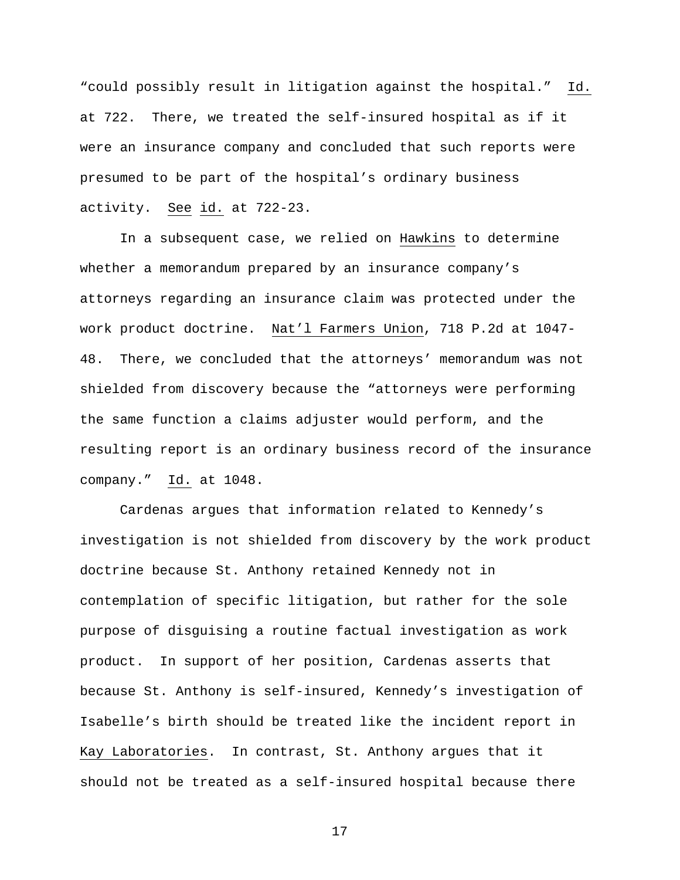"could possibly result in litigation against the hospital." Id. at 722. There, we treated the self-insured hospital as if it were an insurance company and concluded that such reports were presumed to be part of the hospital's ordinary business activity. See id. at 722-23.

In a subsequent case, we relied on Hawkins to determine whether a memorandum prepared by an insurance company's attorneys regarding an insurance claim was protected under the work product doctrine. Nat'l Farmers Union, 718 P.2d at 1047-48. There, we concluded that the attorneys' memorandum was not shielded from discovery because the "attorneys were performing the same function a claims adjuster would perform, and the resulting report is an ordinary business record of the insurance company." Id. at 1048.

Cardenas argues that information related to Kennedy's investigation is not shielded from discovery by the work product doctrine because St. Anthony retained Kennedy not in contemplation of specific litigation, but rather for the sole purpose of disguising a routine factual investigation as work product. In support of her position, Cardenas asserts that because St. Anthony is self-insured, Kennedy's investigation of Isabelle's birth should be treated like the incident report in Kay Laboratories. In contrast, St. Anthony argues that it should not be treated as a self-insured hospital because there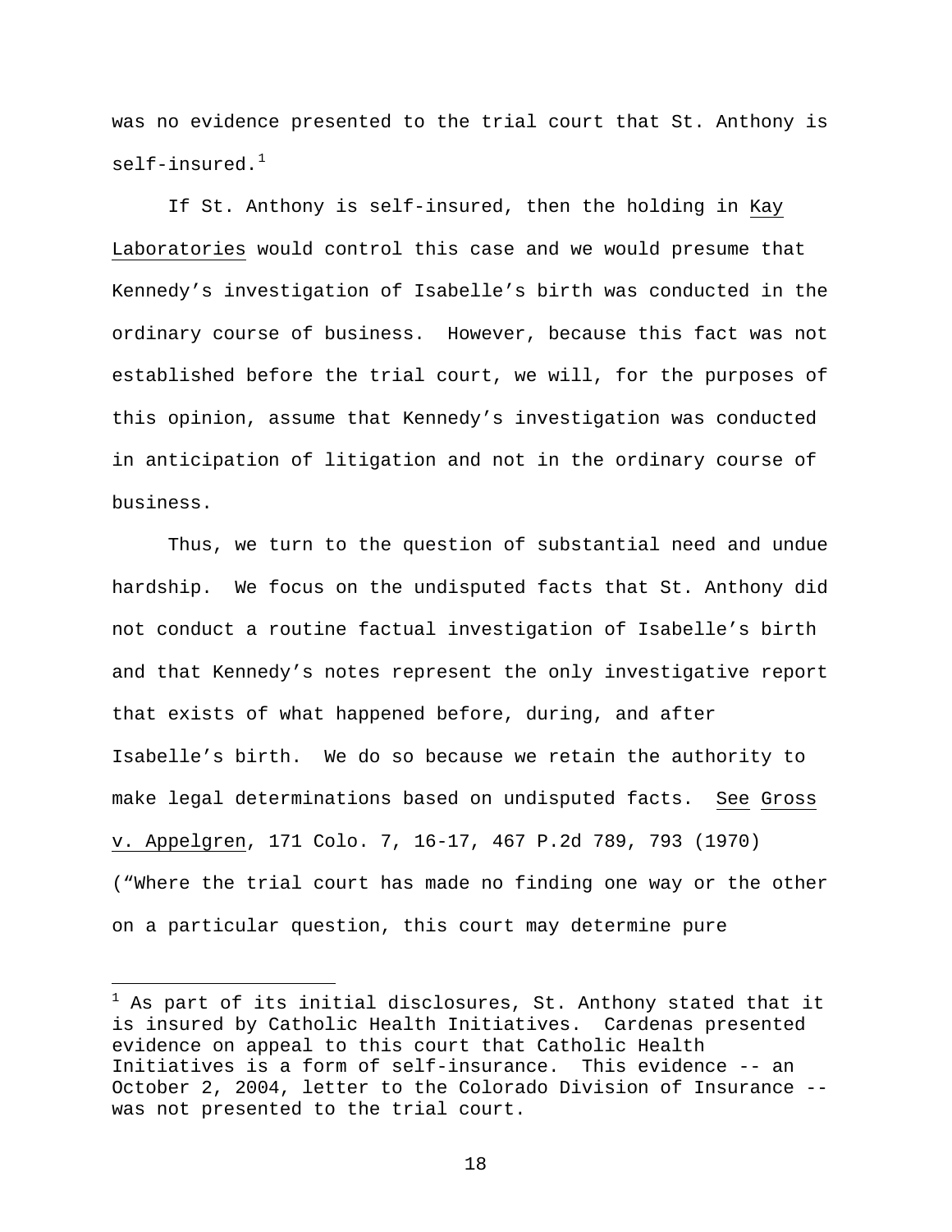was no evidence presented to the trial court that St. Anthony is self-insured.[1]

If St. Anthony is self-insured, then the holding in Kay Laboratories would control this case and we would presume that Kennedy's investigation of Isabelle's birth was conducted in the ordinary course of business. However, because this fact was not established before the trial court, we will, for the purposes of this opinion, assume that Kennedy's investigation was conducted in anticipation of litigation and not in the ordinary course of business.

Thus, we turn to the question of substantial need and undue hardship. We focus on the undisputed facts that St. Anthony did not conduct a routine factual investigation of Isabelle's birth and that Kennedy's notes represent the only investigative report that exists of what happened before, during, and after Isabelle's birth. We do so because we retain the authority to make legal determinations based on undisputed facts. See Gross v. Appelgren, 171 Colo. 7, 16-17, 467 P.2d 789, 793 (1970) ("Where the trial court has made no finding one way or the other on a particular question, this court may determine pure

---

[1] As part of its initial disclosures, St. Anthony stated that it is insured by Catholic Health Initiatives. Cardenas presented evidence on appeal to this court that Catholic Health Initiatives is a form of self-insurance. This evidence -- an October 2, 2004, letter to the Colorado Division of Insurance -- was not presented to the trial court.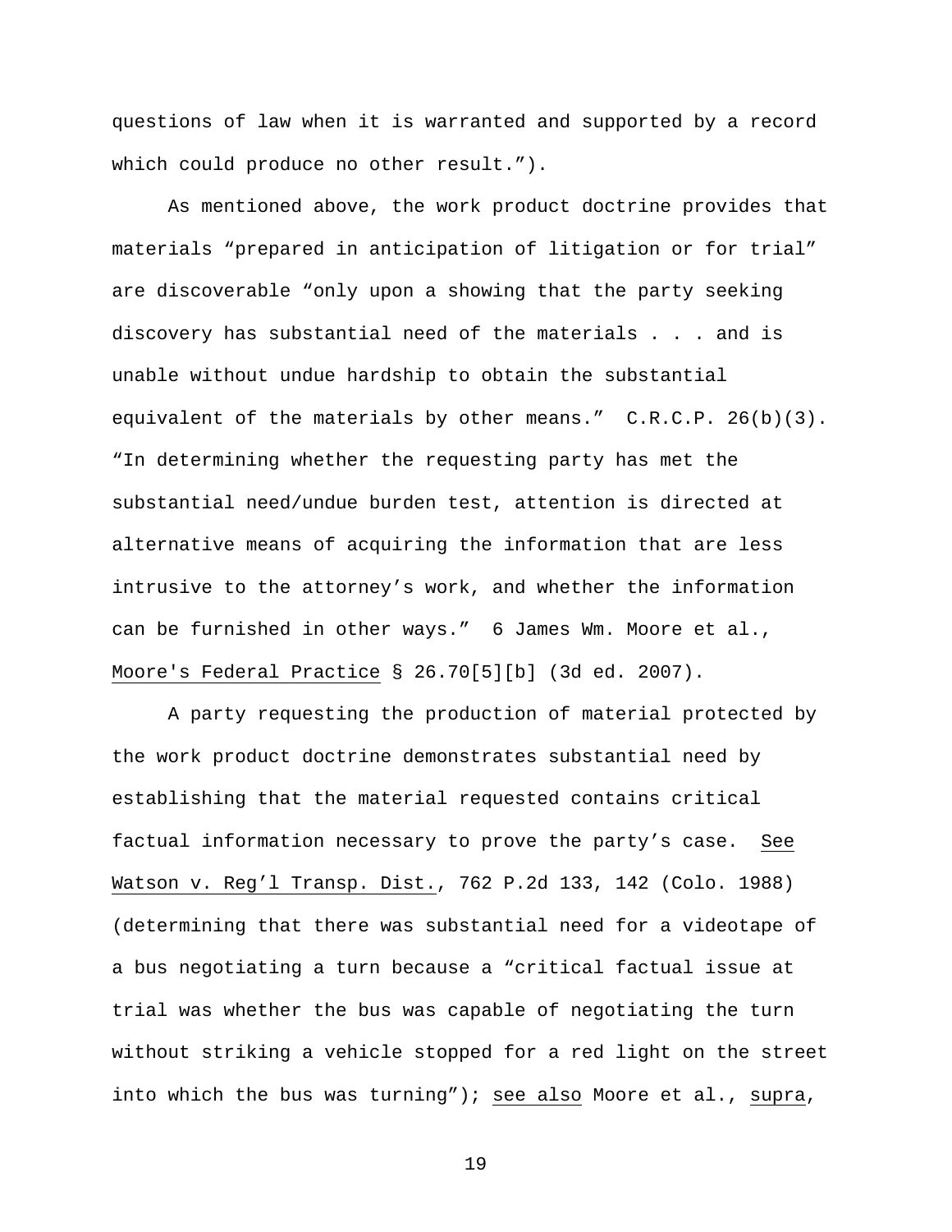questions of law when it is warranted and supported by a record which could produce no other result.").

As mentioned above, the work product doctrine provides that materials "prepared in anticipation of litigation or for trial" are discoverable "only upon a showing that the party seeking discovery has substantial need of the materials . . . and is unable without undue hardship to obtain the substantial equivalent of the materials by other means." C.R.C.P. 26(b)(3). "In determining whether the requesting party has met the substantial need/undue burden test, attention is directed at alternative means of acquiring the information that are less intrusive to the attorney's work, and whether the information can be furnished in other ways." 6 James Wm. Moore et al., Moore's Federal Practice § 26.70[5][b] (3d ed. 2007).

A party requesting the production of material protected by the work product doctrine demonstrates substantial need by establishing that the material requested contains critical factual information necessary to prove the party's case. See Watson v. Reg'l Transp. Dist., 762 P.2d 133, 142 (Colo. 1988) (determining that there was substantial need for a videotape of a bus negotiating a turn because a "critical factual issue at trial was whether the bus was capable of negotiating the turn without striking a vehicle stopped for a red light on the street into which the bus was turning"); see also Moore et al., supra,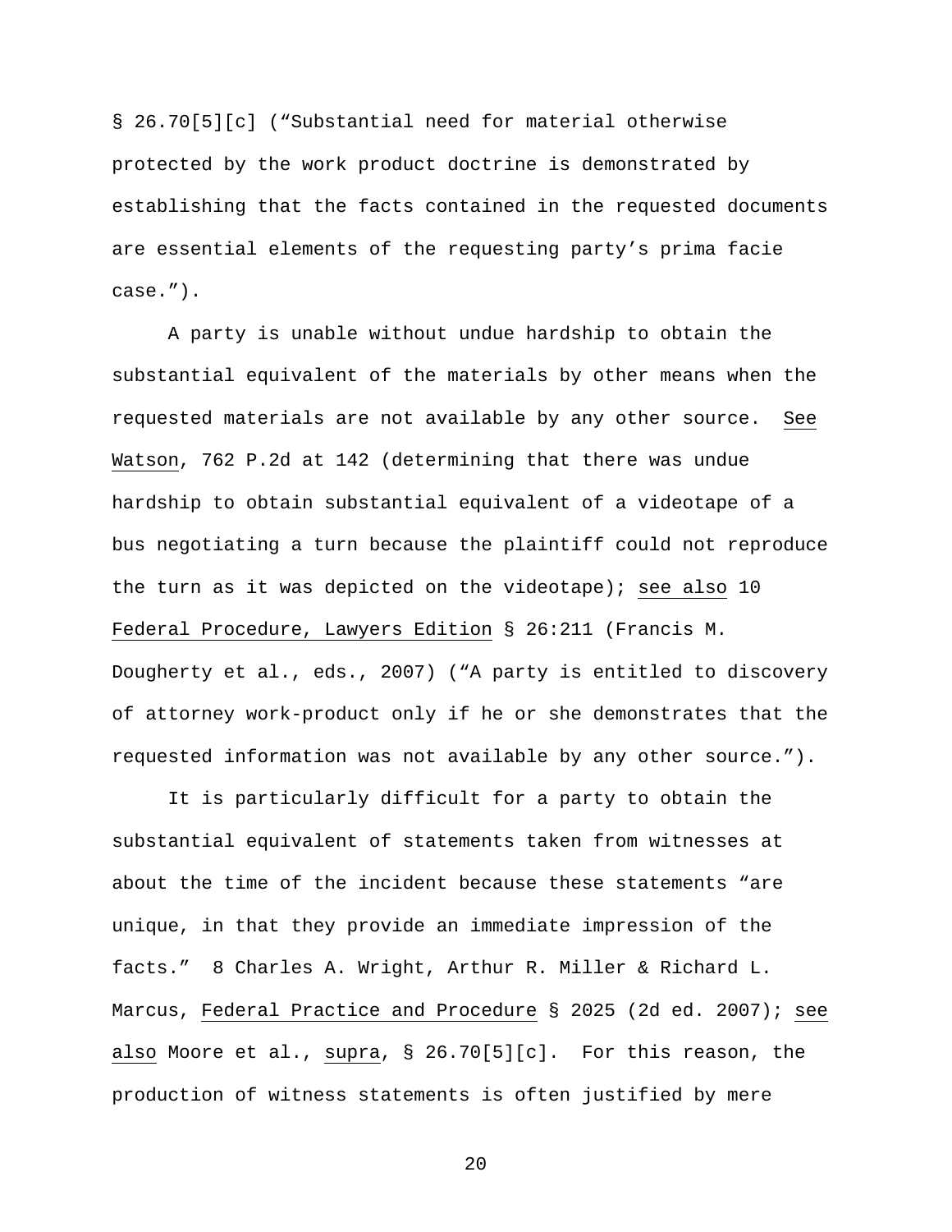§ 26.70[5][c] ("Substantial need for material otherwise protected by the work product doctrine is demonstrated by establishing that the facts contained in the requested documents are essential elements of the requesting party's prima facie case.").

A party is unable without undue hardship to obtain the substantial equivalent of the materials by other means when the requested materials are not available by any other source. See Watson, 762 P.2d at 142 (determining that there was undue hardship to obtain substantial equivalent of a videotape of a bus negotiating a turn because the plaintiff could not reproduce the turn as it was depicted on the videotape); see also 10 Federal Procedure, Lawyers Edition § 26:211 (Francis M. Dougherty et al., eds., 2007) ("A party is entitled to discovery of attorney work-product only if he or she demonstrates that the requested information was not available by any other source.").

It is particularly difficult for a party to obtain the substantial equivalent of statements taken from witnesses at about the time of the incident because these statements "are unique, in that they provide an immediate impression of the facts." 8 Charles A. Wright, Arthur R. Miller & Richard L. Marcus, Federal Practice and Procedure § 2025 (2d ed. 2007); see also Moore et al., supra, § 26.70[5][c]. For this reason, the production of witness statements is often justified by mere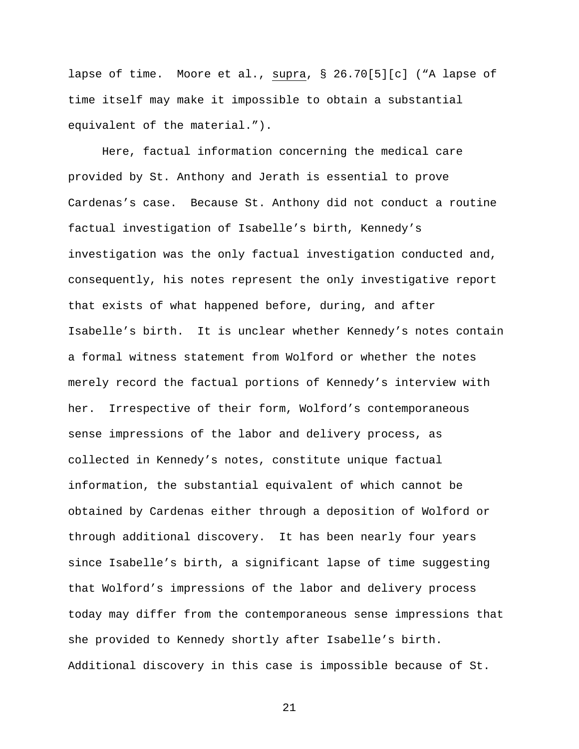lapse of time. Moore et al., supra, § 26.70[5][c] ("A lapse of time itself may make it impossible to obtain a substantial equivalent of the material.").

Here, factual information concerning the medical care provided by St. Anthony and Jerath is essential to prove Cardenas's case. Because St. Anthony did not conduct a routine factual investigation of Isabelle's birth, Kennedy's investigation was the only factual investigation conducted and, consequently, his notes represent the only investigative report that exists of what happened before, during, and after Isabelle's birth. It is unclear whether Kennedy's notes contain a formal witness statement from Wolford or whether the notes merely record the factual portions of Kennedy's interview with her. Irrespective of their form, Wolford's contemporaneous sense impressions of the labor and delivery process, as collected in Kennedy's notes, constitute unique factual information, the substantial equivalent of which cannot be obtained by Cardenas either through a deposition of Wolford or through additional discovery. It has been nearly four years since Isabelle's birth, a significant lapse of time suggesting that Wolford's impressions of the labor and delivery process today may differ from the contemporaneous sense impressions that she provided to Kennedy shortly after Isabelle's birth. Additional discovery in this case is impossible because of St.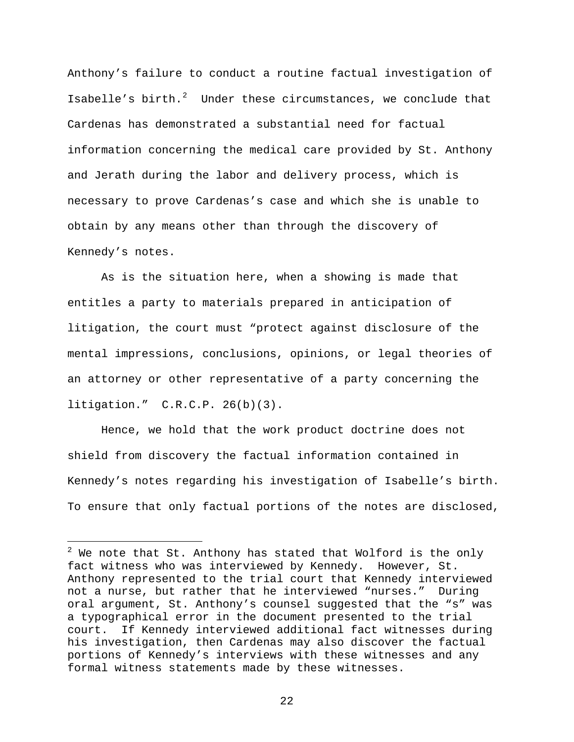Anthony's failure to conduct a routine factual investigation of Isabelle's birth.[2] Under these circumstances, we conclude that Cardenas has demonstrated a substantial need for factual information concerning the medical care provided by St. Anthony and Jerath during the labor and delivery process, which is necessary to prove Cardenas's case and which she is unable to obtain by any means other than through the discovery of Kennedy's notes.

As is the situation here, when a showing is made that entitles a party to materials prepared in anticipation of litigation, the court must "protect against disclosure of the mental impressions, conclusions, opinions, or legal theories of an attorney or other representative of a party concerning the litigation." C.R.C.P. 26(b)(3).

Hence, we hold that the work product doctrine does not shield from discovery the factual information contained in Kennedy's notes regarding his investigation of Isabelle's birth. To ensure that only factual portions of the notes are disclosed,

---

[2] We note that St. Anthony has stated that Wolford is the only fact witness who was interviewed by Kennedy. However, St. Anthony represented to the trial court that Kennedy interviewed not a nurse, but rather that he interviewed "nurses." During oral argument, St. Anthony's counsel suggested that the "s" was a typographical error in the document presented to the trial court. If Kennedy interviewed additional fact witnesses during his investigation, then Cardenas may also discover the factual portions of Kennedy's interviews with these witnesses and any formal witness statements made by these witnesses.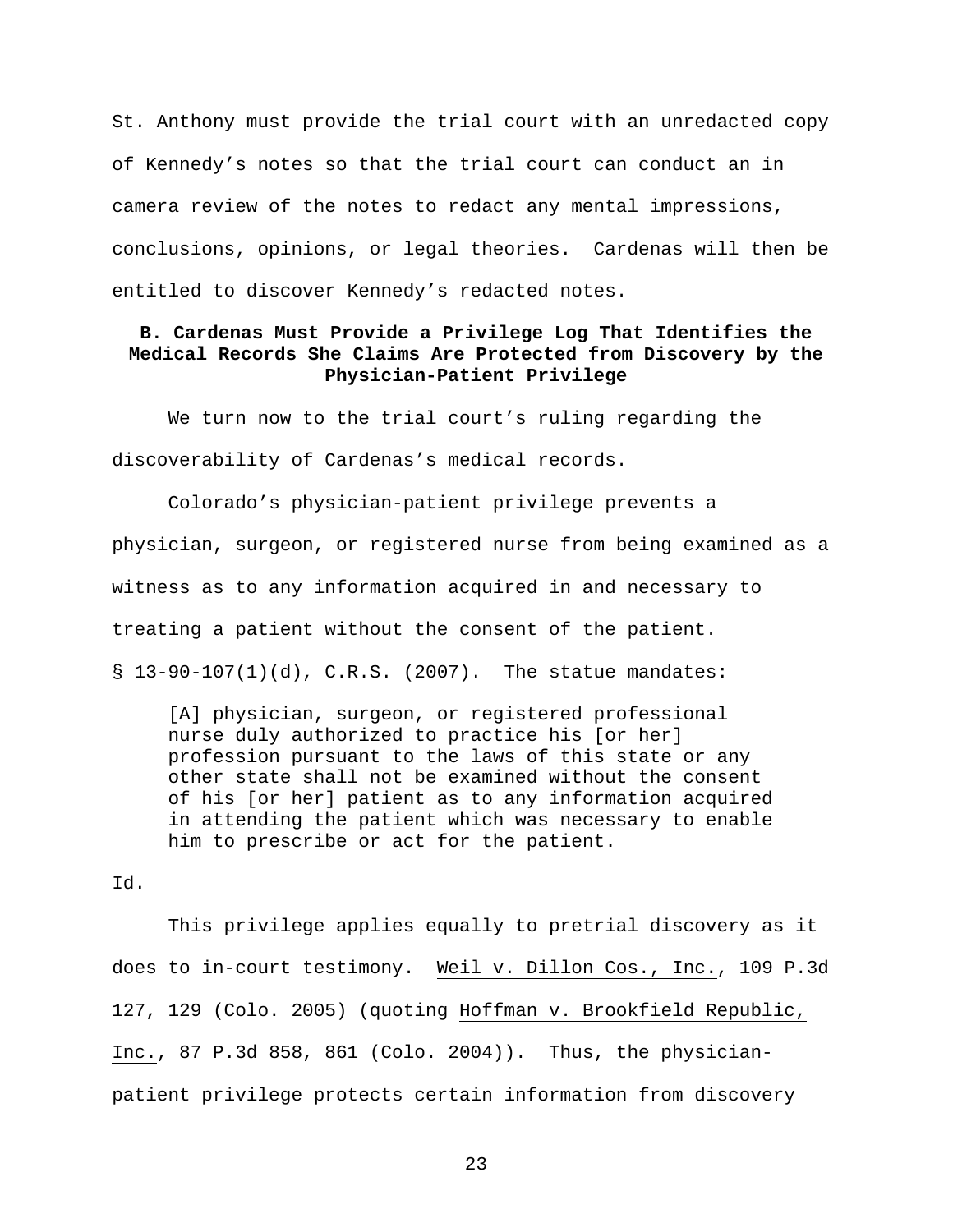St. Anthony must provide the trial court with an unredacted copy of Kennedy's notes so that the trial court can conduct an in camera review of the notes to redact any mental impressions, conclusions, opinions, or legal theories. Cardenas will then be entitled to discover Kennedy's redacted notes.

### B. Cardenas Must Provide a Privilege Log That Identifies the Medical Records She Claims Are Protected from Discovery by the Physician-Patient Privilege

We turn now to the trial court's ruling regarding the discoverability of Cardenas's medical records.

Colorado's physician-patient privilege prevents a physician, surgeon, or registered nurse from being examined as a witness as to any information acquired in and necessary to treating a patient without the consent of the patient. § 13-90-107(1)(d), C.R.S. (2007). The statue mandates:

> [A] physician, surgeon, or registered professional nurse duly authorized to practice his [or her] profession pursuant to the laws of this state or any other state shall not be examined without the consent of his [or her] patient as to any information acquired in attending the patient which was necessary to enable him to prescribe or act for the patient.

Id.

This privilege applies equally to pretrial discovery as it does to in-court testimony. Weil v. Dillon Cos., Inc., 109 P.3d 127, 129 (Colo. 2005) (quoting Hoffman v. Brookfield Republic, Inc., 87 P.3d 858, 861 (Colo. 2004)). Thus, the physician-patient privilege protects certain information from discovery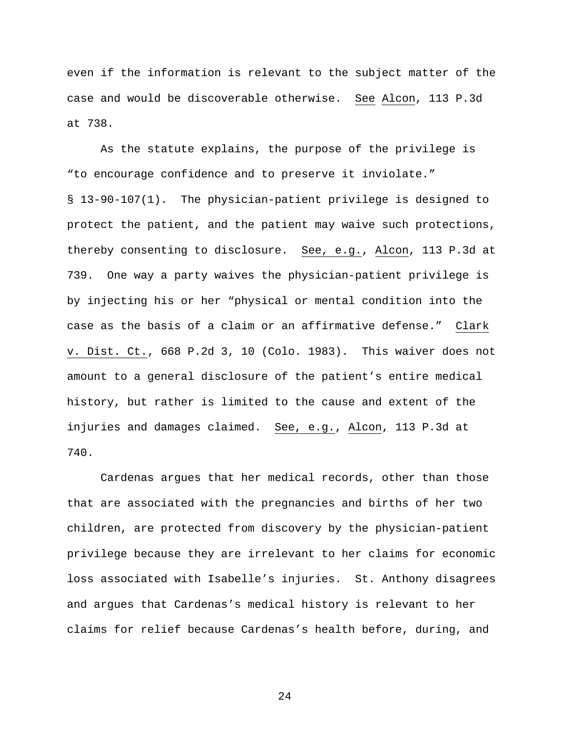even if the information is relevant to the subject matter of the case and would be discoverable otherwise. See Alcon, 113 P.3d at 738.

As the statute explains, the purpose of the privilege is "to encourage confidence and to preserve it inviolate." § 13-90-107(1). The physician-patient privilege is designed to protect the patient, and the patient may waive such protections, thereby consenting to disclosure. See, e.g., Alcon, 113 P.3d at 739. One way a party waives the physician-patient privilege is by injecting his or her "physical or mental condition into the case as the basis of a claim or an affirmative defense." Clark v. Dist. Ct., 668 P.2d 3, 10 (Colo. 1983). This waiver does not amount to a general disclosure of the patient's entire medical history, but rather is limited to the cause and extent of the injuries and damages claimed. See, e.g., Alcon, 113 P.3d at 740.

Cardenas argues that her medical records, other than those that are associated with the pregnancies and births of her two children, are protected from discovery by the physician-patient privilege because they are irrelevant to her claims for economic loss associated with Isabelle's injuries. St. Anthony disagrees and argues that Cardenas's medical history is relevant to her claims for relief because Cardenas's health before, during, and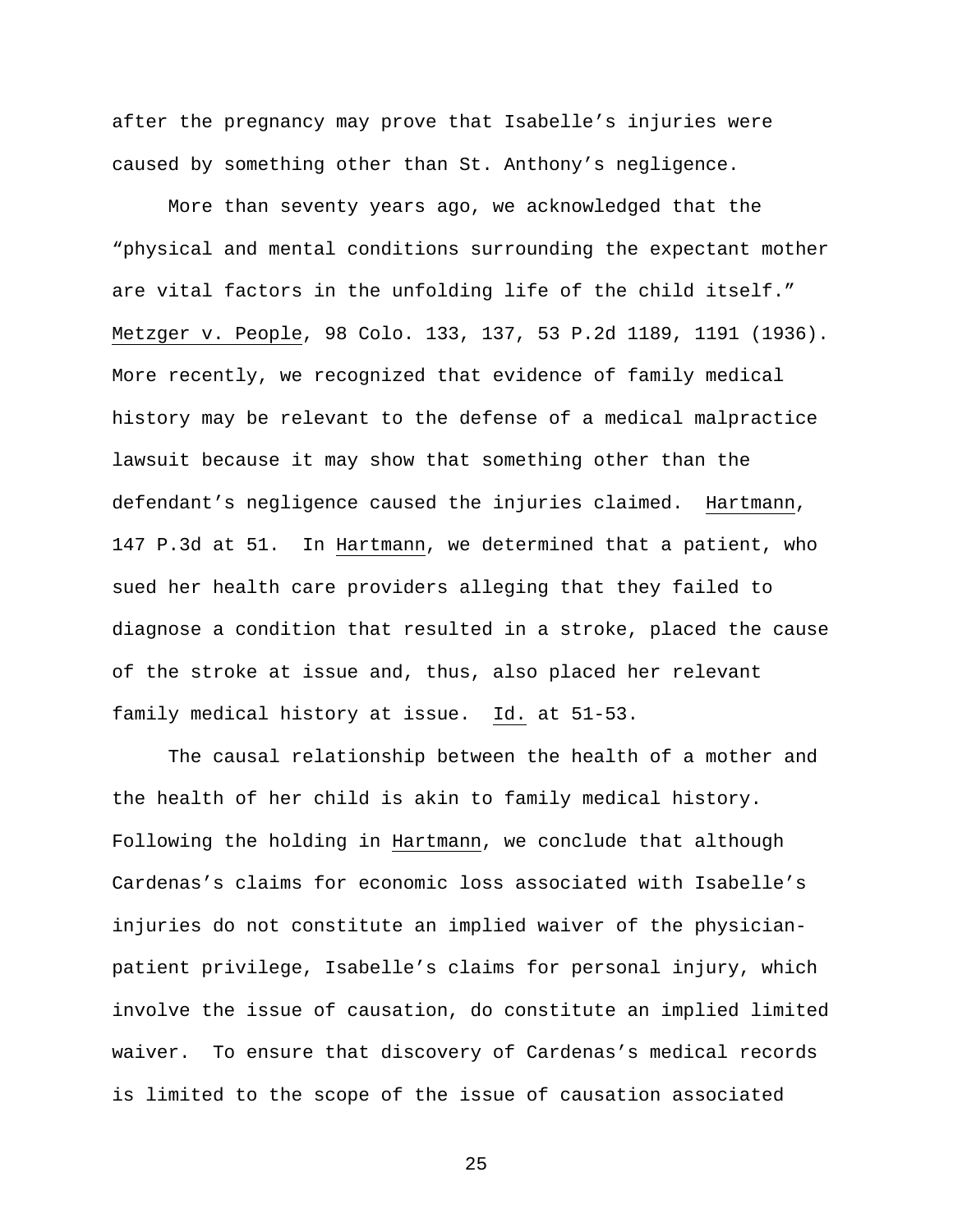after the pregnancy may prove that Isabelle's injuries were caused by something other than St. Anthony's negligence.

More than seventy years ago, we acknowledged that the "physical and mental conditions surrounding the expectant mother are vital factors in the unfolding life of the child itself." Metzger v. People, 98 Colo. 133, 137, 53 P.2d 1189, 1191 (1936). More recently, we recognized that evidence of family medical history may be relevant to the defense of a medical malpractice lawsuit because it may show that something other than the defendant's negligence caused the injuries claimed. Hartmann, 147 P.3d at 51. In Hartmann, we determined that a patient, who sued her health care providers alleging that they failed to diagnose a condition that resulted in a stroke, placed the cause of the stroke at issue and, thus, also placed her relevant family medical history at issue. Id. at 51-53.

The causal relationship between the health of a mother and the health of her child is akin to family medical history. Following the holding in Hartmann, we conclude that although Cardenas's claims for economic loss associated with Isabelle's injuries do not constitute an implied waiver of the physician-patient privilege, Isabelle's claims for personal injury, which involve the issue of causation, do constitute an implied limited waiver. To ensure that discovery of Cardenas's medical records is limited to the scope of the issue of causation associated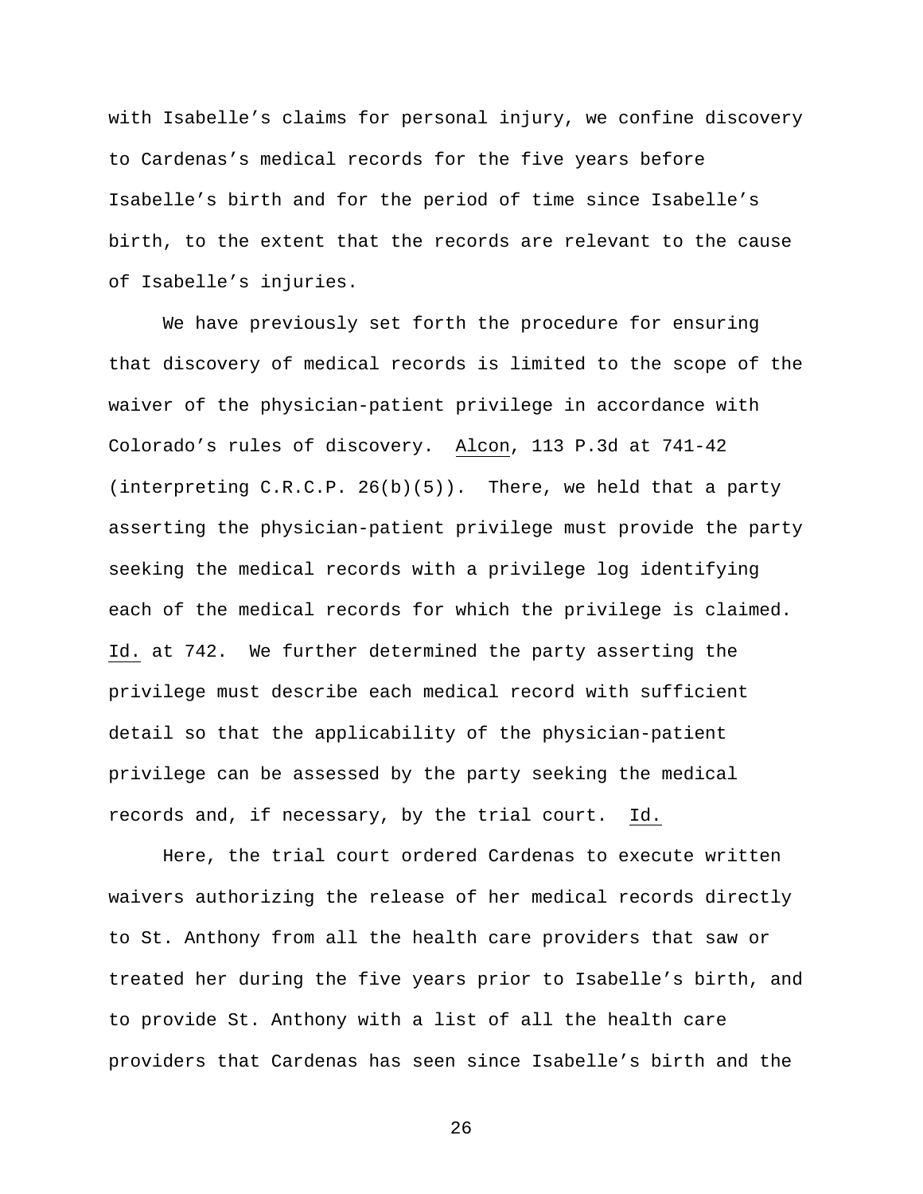with Isabelle's claims for personal injury, we confine discovery to Cardenas's medical records for the five years before Isabelle's birth and for the period of time since Isabelle's birth, to the extent that the records are relevant to the cause of Isabelle's injuries.

We have previously set forth the procedure for ensuring that discovery of medical records is limited to the scope of the waiver of the physician-patient privilege in accordance with Colorado's rules of discovery. Alcon, 113 P.3d at 741-42 (interpreting C.R.C.P. 26(b)(5)). There, we held that a party asserting the physician-patient privilege must provide the party seeking the medical records with a privilege log identifying each of the medical records for which the privilege is claimed. Id. at 742. We further determined the party asserting the privilege must describe each medical record with sufficient detail so that the applicability of the physician-patient privilege can be assessed by the party seeking the medical records and, if necessary, by the trial court. Id.

Here, the trial court ordered Cardenas to execute written waivers authorizing the release of her medical records directly to St. Anthony from all the health care providers that saw or treated her during the five years prior to Isabelle's birth, and to provide St. Anthony with a list of all the health care providers that Cardenas has seen since Isabelle's birth and the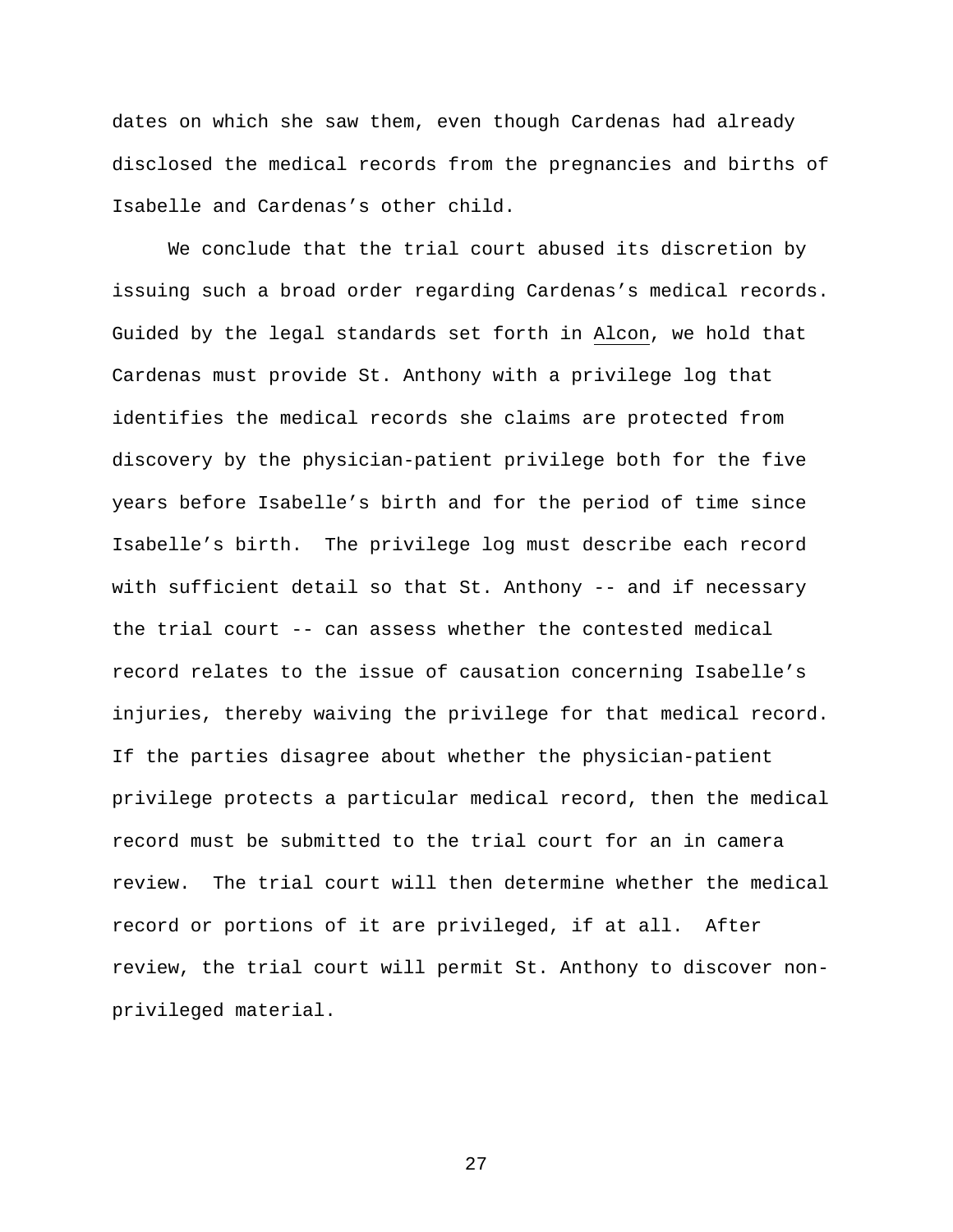dates on which she saw them, even though Cardenas had already disclosed the medical records from the pregnancies and births of Isabelle and Cardenas's other child.

We conclude that the trial court abused its discretion by issuing such a broad order regarding Cardenas's medical records. Guided by the legal standards set forth in Alcon, we hold that Cardenas must provide St. Anthony with a privilege log that identifies the medical records she claims are protected from discovery by the physician-patient privilege both for the five years before Isabelle's birth and for the period of time since Isabelle's birth. The privilege log must describe each record with sufficient detail so that St. Anthony -- and if necessary the trial court -- can assess whether the contested medical record relates to the issue of causation concerning Isabelle's injuries, thereby waiving the privilege for that medical record. If the parties disagree about whether the physician-patient privilege protects a particular medical record, then the medical record must be submitted to the trial court for an in camera review. The trial court will then determine whether the medical record or portions of it are privileged, if at all. After review, the trial court will permit St. Anthony to discover non-privileged material.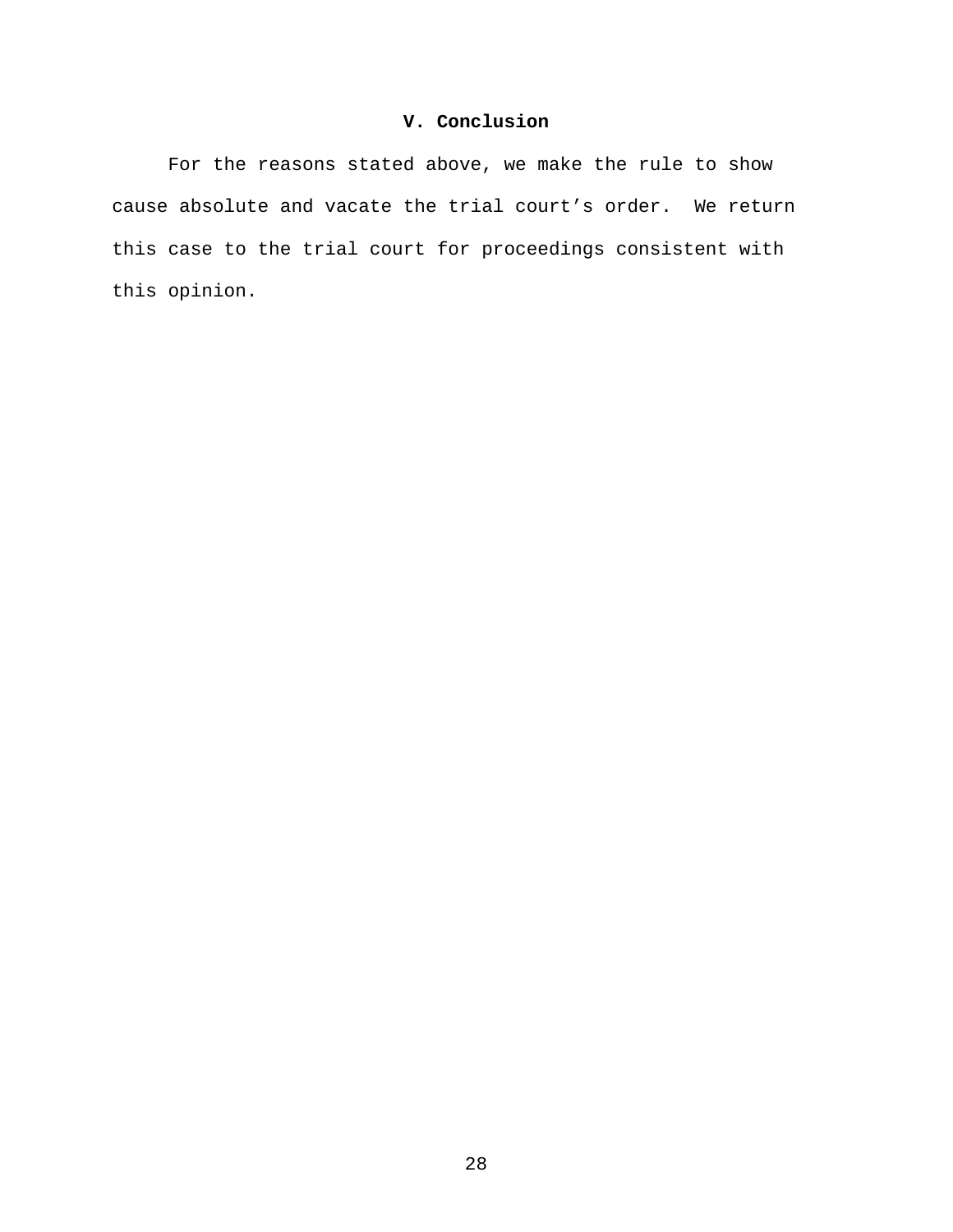## V. Conclusion

For the reasons stated above, we make the rule to show cause absolute and vacate the trial court's order. We return this case to the trial court for proceedings consistent with this opinion.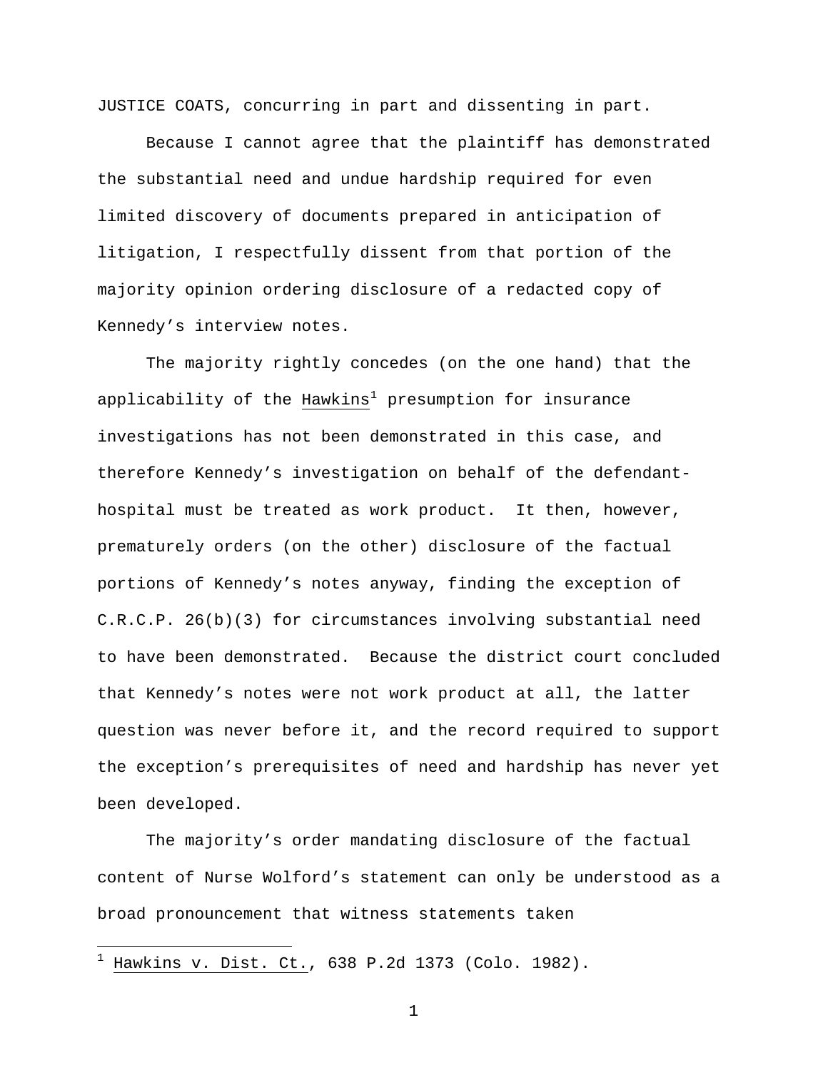JUSTICE COATS, concurring in part and dissenting in part.

Because I cannot agree that the plaintiff has demonstrated the substantial need and undue hardship required for even limited discovery of documents prepared in anticipation of litigation, I respectfully dissent from that portion of the majority opinion ordering disclosure of a redacted copy of Kennedy's interview notes.

The majority rightly concedes (on the one hand) that the applicability of the Hawkins[1] presumption for insurance investigations has not been demonstrated in this case, and therefore Kennedy's investigation on behalf of the defendant-hospital must be treated as work product. It then, however, prematurely orders (on the other) disclosure of the factual portions of Kennedy's notes anyway, finding the exception of C.R.C.P. 26(b)(3) for circumstances involving substantial need to have been demonstrated. Because the district court concluded that Kennedy's notes were not work product at all, the latter question was never before it, and the record required to support the exception's prerequisites of need and hardship has never yet been developed.

The majority's order mandating disclosure of the factual content of Nurse Wolford's statement can only be understood as a broad pronouncement that witness statements taken

[1] Hawkins v. Dist. Ct., 638 P.2d 1373 (Colo. 1982).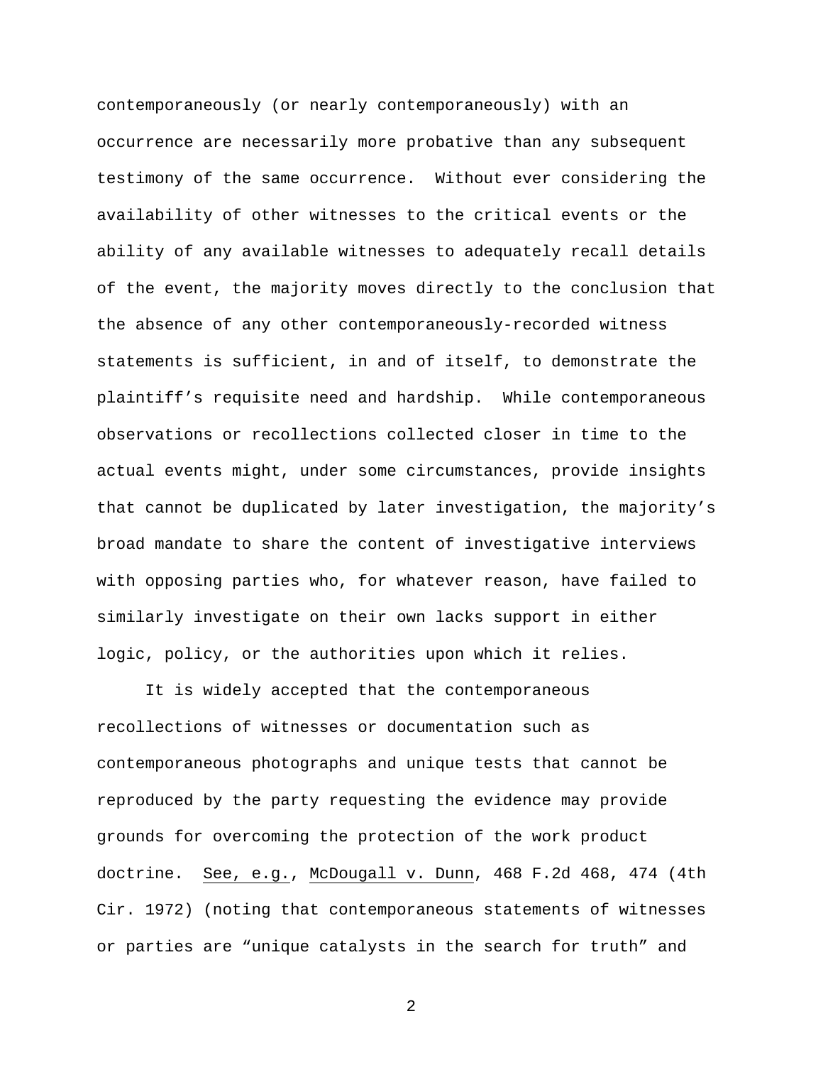contemporaneously (or nearly contemporaneously) with an occurrence are necessarily more probative than any subsequent testimony of the same occurrence. Without ever considering the availability of other witnesses to the critical events or the ability of any available witnesses to adequately recall details of the event, the majority moves directly to the conclusion that the absence of any other contemporaneously-recorded witness statements is sufficient, in and of itself, to demonstrate the plaintiff's requisite need and hardship. While contemporaneous observations or recollections collected closer in time to the actual events might, under some circumstances, provide insights that cannot be duplicated by later investigation, the majority's broad mandate to share the content of investigative interviews with opposing parties who, for whatever reason, have failed to similarly investigate on their own lacks support in either logic, policy, or the authorities upon which it relies.

It is widely accepted that the contemporaneous recollections of witnesses or documentation such as contemporaneous photographs and unique tests that cannot be reproduced by the party requesting the evidence may provide grounds for overcoming the protection of the work product doctrine. See, e.g., McDougall v. Dunn, 468 F.2d 468, 474 (4th Cir. 1972) (noting that contemporaneous statements of witnesses or parties are "unique catalysts in the search for truth" and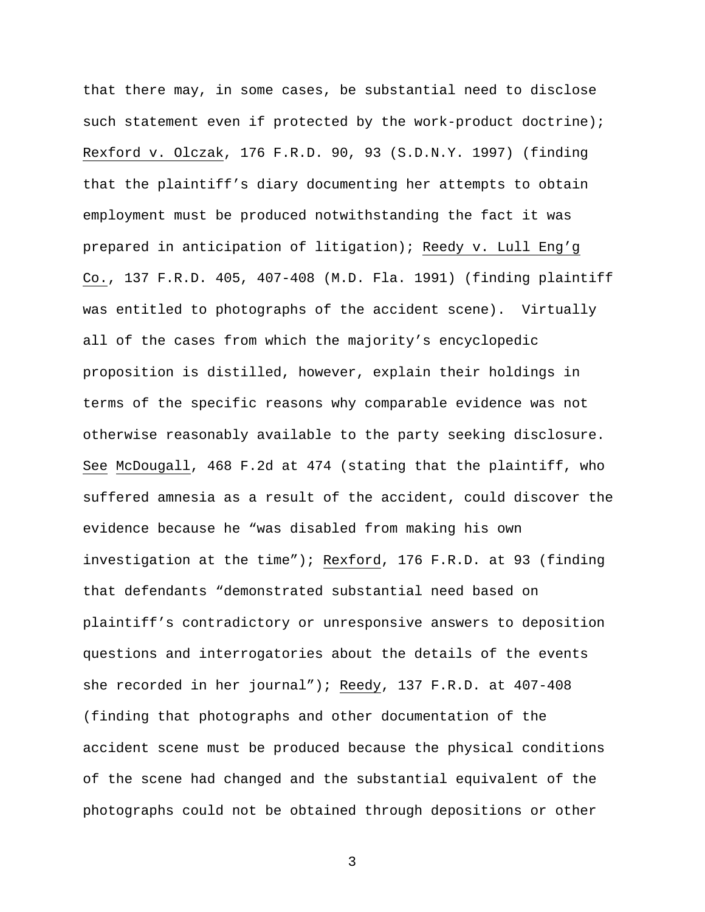that there may, in some cases, be substantial need to disclose such statement even if protected by the work-product doctrine); Rexford v. Olczak, 176 F.R.D. 90, 93 (S.D.N.Y. 1997) (finding that the plaintiff's diary documenting her attempts to obtain employment must be produced notwithstanding the fact it was prepared in anticipation of litigation); Reedy v. Lull Eng'g Co., 137 F.R.D. 405, 407-408 (M.D. Fla. 1991) (finding plaintiff was entitled to photographs of the accident scene). Virtually all of the cases from which the majority's encyclopedic proposition is distilled, however, explain their holdings in terms of the specific reasons why comparable evidence was not otherwise reasonably available to the party seeking disclosure. See McDougall, 468 F.2d at 474 (stating that the plaintiff, who suffered amnesia as a result of the accident, could discover the evidence because he "was disabled from making his own investigation at the time"); Rexford, 176 F.R.D. at 93 (finding that defendants "demonstrated substantial need based on plaintiff's contradictory or unresponsive answers to deposition questions and interrogatories about the details of the events she recorded in her journal"); Reedy, 137 F.R.D. at 407-408 (finding that photographs and other documentation of the accident scene must be produced because the physical conditions of the scene had changed and the substantial equivalent of the photographs could not be obtained through depositions or other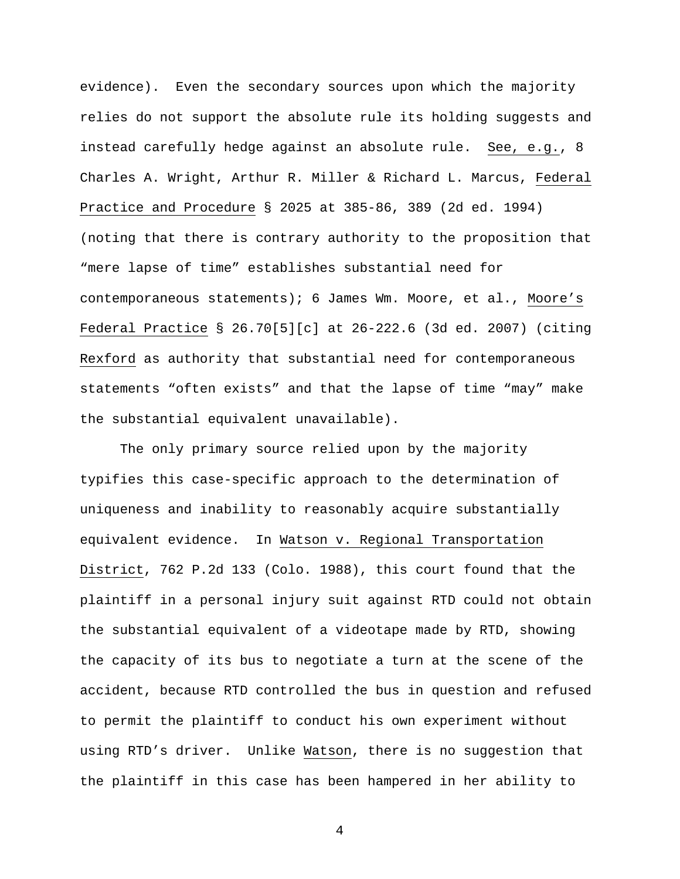evidence). Even the secondary sources upon which the majority relies do not support the absolute rule its holding suggests and instead carefully hedge against an absolute rule. See, e.g., 8 Charles A. Wright, Arthur R. Miller & Richard L. Marcus, Federal Practice and Procedure § 2025 at 385-86, 389 (2d ed. 1994) (noting that there is contrary authority to the proposition that "mere lapse of time" establishes substantial need for contemporaneous statements); 6 James Wm. Moore, et al., Moore's Federal Practice § 26.70[5][c] at 26-222.6 (3d ed. 2007) (citing Rexford as authority that substantial need for contemporaneous statements "often exists" and that the lapse of time "may" make the substantial equivalent unavailable).

The only primary source relied upon by the majority typifies this case-specific approach to the determination of uniqueness and inability to reasonably acquire substantially equivalent evidence. In Watson v. Regional Transportation District, 762 P.2d 133 (Colo. 1988), this court found that the plaintiff in a personal injury suit against RTD could not obtain the substantial equivalent of a videotape made by RTD, showing the capacity of its bus to negotiate a turn at the scene of the accident, because RTD controlled the bus in question and refused to permit the plaintiff to conduct his own experiment without using RTD's driver. Unlike Watson, there is no suggestion that the plaintiff in this case has been hampered in her ability to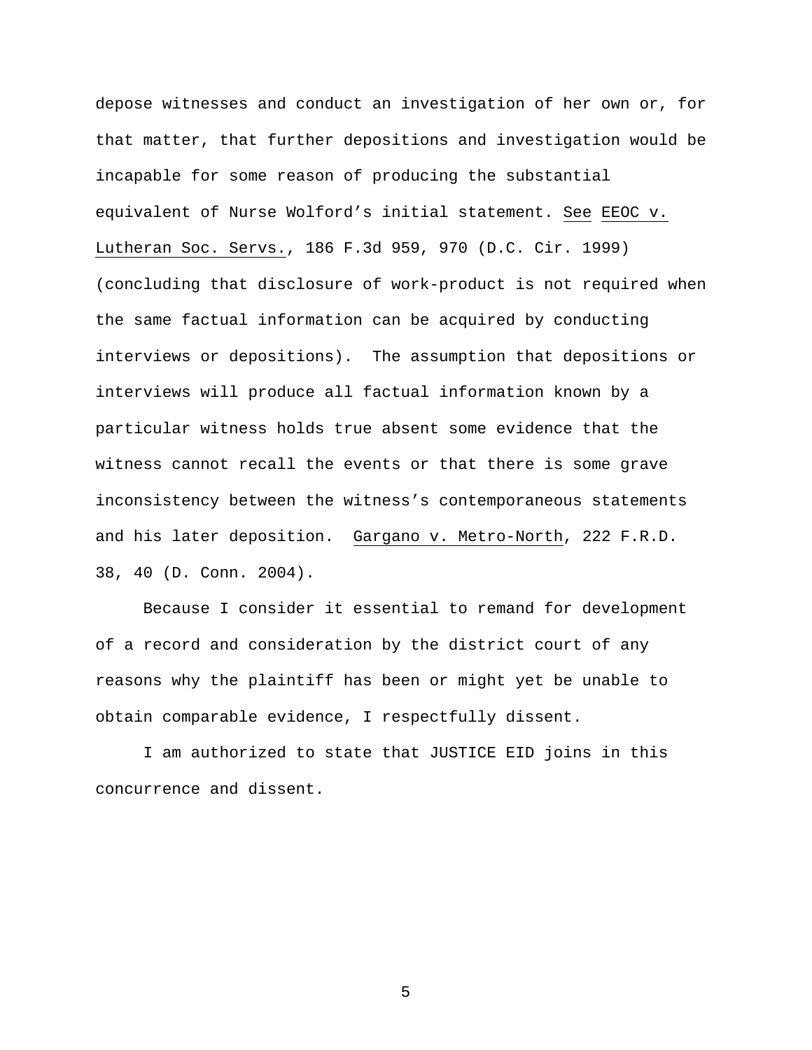depose witnesses and conduct an investigation of her own or, for that matter, that further depositions and investigation would be incapable for some reason of producing the substantial equivalent of Nurse Wolford's initial statement. See EEOC v. Lutheran Soc. Servs., 186 F.3d 959, 970 (D.C. Cir. 1999) (concluding that disclosure of work-product is not required when the same factual information can be acquired by conducting interviews or depositions). The assumption that depositions or interviews will produce all factual information known by a particular witness holds true absent some evidence that the witness cannot recall the events or that there is some grave inconsistency between the witness's contemporaneous statements and his later deposition. Gargano v. Metro-North, 222 F.R.D. 38, 40 (D. Conn. 2004).

Because I consider it essential to remand for development of a record and consideration by the district court of any reasons why the plaintiff has been or might yet be unable to obtain comparable evidence, I respectfully dissent.

I am authorized to state that JUSTICE EID joins in this concurrence and dissent.